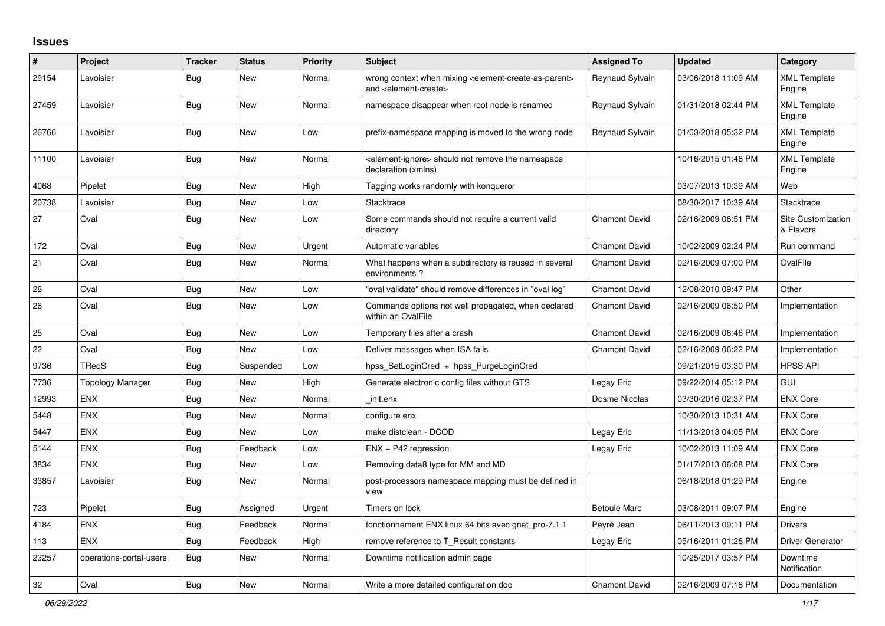# Issues

| # | Project | Tracker | Status | Priority | Subject | Assigned To | Updated | Category |
|---|---|---|---|---|---|---|---|---|
| 29154 | Lavoisier | Bug | New | Normal | wrong context when mixing <element-create-as-parent> and <element-create> | Reynaud Sylvain | 03/06/2018 11:09 AM | XML Template Engine |
| 27459 | Lavoisier | Bug | New | Normal | namespace disappear when root node is renamed | Reynaud Sylvain | 01/31/2018 02:44 PM | XML Template Engine |
| 26766 | Lavoisier | Bug | New | Low | prefix-namespace mapping is moved to the wrong node | Reynaud Sylvain | 01/03/2018 05:32 PM | XML Template Engine |
| 11100 | Lavoisier | Bug | New | Normal | <element-ignore> should not remove the namespace declaration (xmlns) | | 10/16/2015 01:48 PM | XML Template Engine |
| 4068 | Pipelet | Bug | New | High | Tagging works randomly with konqueror | | 03/07/2013 10:39 AM | Web |
| 20738 | Lavoisier | Bug | New | Low | Stacktrace | | 08/30/2017 10:39 AM | Stacktrace |
| 27 | Oval | Bug | New | Low | Some commands should not require a current valid directory | Chamont David | 02/16/2009 06:51 PM | Site Customization & Flavors |
| 172 | Oval | Bug | New | Urgent | Automatic variables | Chamont David | 10/02/2009 02:24 PM | Run command |
| 21 | Oval | Bug | New | Normal | What happens when a subdirectory is reused in several environments ? | Chamont David | 02/16/2009 07:00 PM | OvalFile |
| 28 | Oval | Bug | New | Low | "oval validate" should remove differences in "oval log" | Chamont David | 12/08/2010 09:47 PM | Other |
| 26 | Oval | Bug | New | Low | Commands options not well propagated, when declared within an OvalFile | Chamont David | 02/16/2009 06:50 PM | Implementation |
| 25 | Oval | Bug | New | Low | Temporary files after a crash | Chamont David | 02/16/2009 06:46 PM | Implementation |
| 22 | Oval | Bug | New | Low | Deliver messages when ISA fails | Chamont David | 02/16/2009 06:22 PM | Implementation |
| 9736 | TReqS | Bug | Suspended | Low | hpss_SetLoginCred + hpss_PurgeLoginCred | | 09/21/2015 03:30 PM | HPSS API |
| 7736 | Topology Manager | Bug | New | High | Generate electronic config files without GTS | Legay Eric | 09/22/2014 05:12 PM | GUI |
| 12993 | ENX | Bug | New | Normal | _init.enx | Dosme Nicolas | 03/30/2016 02:37 PM | ENX Core |
| 5448 | ENX | Bug | New | Normal | configure enx | | 10/30/2013 10:31 AM | ENX Core |
| 5447 | ENX | Bug | New | Low | make distclean - DCOD | Legay Eric | 11/13/2013 04:05 PM | ENX Core |
| 5144 | ENX | Bug | Feedback | Low | ENX + P42 regression | Legay Eric | 10/02/2013 11:09 AM | ENX Core |
| 3834 | ENX | Bug | New | Low | Removing data8 type for MM and MD | | 01/17/2013 06:08 PM | ENX Core |
| 33857 | Lavoisier | Bug | New | Normal | post-processors namespace mapping must be defined in view | | 06/18/2018 01:29 PM | Engine |
| 723 | Pipelet | Bug | Assigned | Urgent | Timers on lock | Betoule Marc | 03/08/2011 09:07 PM | Engine |
| 4184 | ENX | Bug | Feedback | Normal | fonctionnement ENX linux 64 bits avec gnat_pro-7.1.1 | Peyré Jean | 06/11/2013 09:11 PM | Drivers |
| 113 | ENX | Bug | Feedback | High | remove reference to T_Result constants | Legay Eric | 05/16/2011 01:26 PM | Driver Generator |
| 23257 | operations-portal-users | Bug | New | Normal | Downtime notification admin page | | 10/25/2017 03:57 PM | Downtime Notification |
| 32 | Oval | Bug | New | Normal | Write a more detailed configuration doc | Chamont David | 02/16/2009 07:18 PM | Documentation |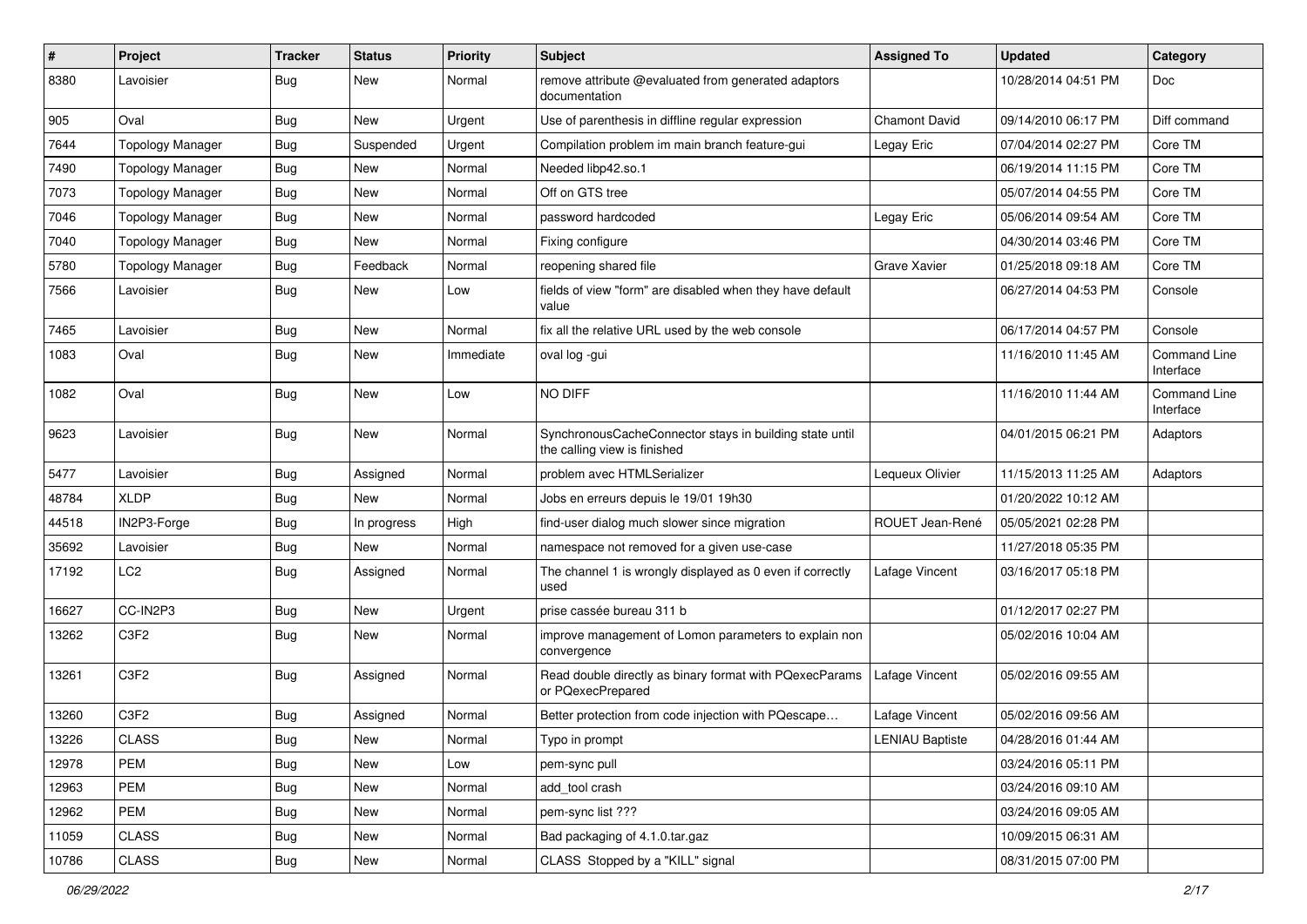| # | Project | Tracker | Status | Priority | Subject | Assigned To | Updated | Category |
|---|---|---|---|---|---|---|---|---|
| 8380 | Lavoisier | Bug | New | Normal | remove attribute @evaluated from generated adaptors documentation | | 10/28/2014 04:51 PM | Doc |
| 905 | Oval | Bug | New | Urgent | Use of parenthesis in diffline regular expression | Chamont David | 09/14/2010 06:17 PM | Diff command |
| 7644 | Topology Manager | Bug | Suspended | Urgent | Compilation problem im main branch feature-gui | Legay Eric | 07/04/2014 02:27 PM | Core TM |
| 7490 | Topology Manager | Bug | New | Normal | Needed libp42.so.1 | | 06/19/2014 11:15 PM | Core TM |
| 7073 | Topology Manager | Bug | New | Normal | Off on GTS tree | | 05/07/2014 04:55 PM | Core TM |
| 7046 | Topology Manager | Bug | New | Normal | password hardcoded | Legay Eric | 05/06/2014 09:54 AM | Core TM |
| 7040 | Topology Manager | Bug | New | Normal | Fixing configure | | 04/30/2014 03:46 PM | Core TM |
| 5780 | Topology Manager | Bug | Feedback | Normal | reopening shared file | Grave Xavier | 01/25/2018 09:18 AM | Core TM |
| 7566 | Lavoisier | Bug | New | Low | fields of view "form" are disabled when they have default value | | 06/27/2014 04:53 PM | Console |
| 7465 | Lavoisier | Bug | New | Normal | fix all the relative URL used by the web console | | 06/17/2014 04:57 PM | Console |
| 1083 | Oval | Bug | New | Immediate | oval log -gui | | 11/16/2010 11:45 AM | Command Line Interface |
| 1082 | Oval | Bug | New | Low | NO DIFF | | 11/16/2010 11:44 AM | Command Line Interface |
| 9623 | Lavoisier | Bug | New | Normal | SynchronousCacheConnector stays in building state until the calling view is finished | | 04/01/2015 06:21 PM | Adaptors |
| 5477 | Lavoisier | Bug | Assigned | Normal | problem avec HTMLSerializer | Lequeux Olivier | 11/15/2013 11:25 AM | Adaptors |
| 48784 | XLDP | Bug | New | Normal | Jobs en erreurs depuis le 19/01 19h30 | | 01/20/2022 10:12 AM | |
| 44518 | IN2P3-Forge | Bug | In progress | High | find-user dialog much slower since migration | ROUET Jean-René | 05/05/2021 02:28 PM | |
| 35692 | Lavoisier | Bug | New | Normal | namespace not removed for a given use-case | | 11/27/2018 05:35 PM | |
| 17192 | LC2 | Bug | Assigned | Normal | The channel 1 is wrongly displayed as 0 even if correctly used | Lafage Vincent | 03/16/2017 05:18 PM | |
| 16627 | CC-IN2P3 | Bug | New | Urgent | prise cassée bureau 311 b | | 01/12/2017 02:27 PM | |
| 13262 | C3F2 | Bug | New | Normal | improve management of Lomon parameters to explain non convergence | | 05/02/2016 10:04 AM | |
| 13261 | C3F2 | Bug | Assigned | Normal | Read double directly as binary format with PQexecParams or PQexecPrepared | Lafage Vincent | 05/02/2016 09:55 AM | |
| 13260 | C3F2 | Bug | Assigned | Normal | Better protection from code injection with PQescape… | Lafage Vincent | 05/02/2016 09:56 AM | |
| 13226 | CLASS | Bug | New | Normal | Typo in prompt | LENIAU Baptiste | 04/28/2016 01:44 AM | |
| 12978 | PEM | Bug | New | Low | pem-sync pull | | 03/24/2016 05:11 PM | |
| 12963 | PEM | Bug | New | Normal | add_tool crash | | 03/24/2016 09:10 AM | |
| 12962 | PEM | Bug | New | Normal | pem-sync list ??? | | 03/24/2016 09:05 AM | |
| 11059 | CLASS | Bug | New | Normal | Bad packaging of 4.1.0.tar.gaz | | 10/09/2015 06:31 AM | |
| 10786 | CLASS | Bug | New | Normal | CLASS Stopped by a "KILL" signal | | 08/31/2015 07:00 PM | |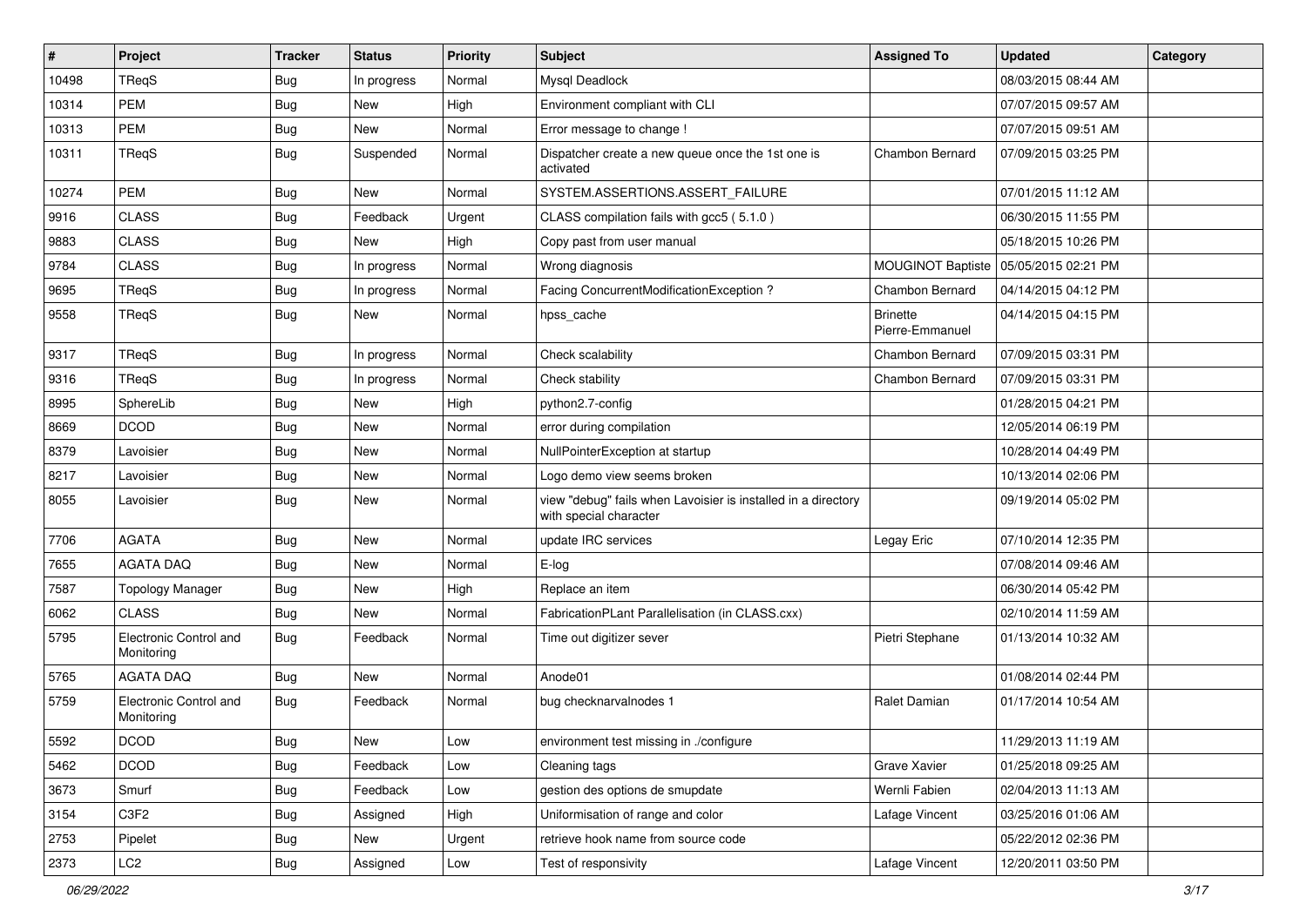| # | Project | Tracker | Status | Priority | Subject | Assigned To | Updated | Category |
|---|---|---|---|---|---|---|---|---|
| 10498 | TReqS | Bug | In progress | Normal | Mysql Deadlock | | 08/03/2015 08:44 AM | |
| 10314 | PEM | Bug | New | High | Environment compliant with CLI | | 07/07/2015 09:57 AM | |
| 10313 | PEM | Bug | New | Normal | Error message to change ! | | 07/07/2015 09:51 AM | |
| 10311 | TReqS | Bug | Suspended | Normal | Dispatcher create a new queue once the 1st one is activated | Chambon Bernard | 07/09/2015 03:25 PM | |
| 10274 | PEM | Bug | New | Normal | SYSTEM.ASSERTIONS.ASSERT_FAILURE | | 07/01/2015 11:12 AM | |
| 9916 | CLASS | Bug | Feedback | Urgent | CLASS compilation fails with gcc5 ( 5.1.0 ) | | 06/30/2015 11:55 PM | |
| 9883 | CLASS | Bug | New | High | Copy past from user manual | | 05/18/2015 10:26 PM | |
| 9784 | CLASS | Bug | In progress | Normal | Wrong diagnosis | MOUGINOT Baptiste | 05/05/2015 02:21 PM | |
| 9695 | TReqS | Bug | In progress | Normal | Facing ConcurrentModificationException ? | Chambon Bernard | 04/14/2015 04:12 PM | |
| 9558 | TReqS | Bug | New | Normal | hpss_cache | Brinette Pierre-Emmanuel | 04/14/2015 04:15 PM | |
| 9317 | TReqS | Bug | In progress | Normal | Check scalability | Chambon Bernard | 07/09/2015 03:31 PM | |
| 9316 | TReqS | Bug | In progress | Normal | Check stability | Chambon Bernard | 07/09/2015 03:31 PM | |
| 8995 | SphereLib | Bug | New | High | python2.7-config | | 01/28/2015 04:21 PM | |
| 8669 | DCOD | Bug | New | Normal | error during compilation | | 12/05/2014 06:19 PM | |
| 8379 | Lavoisier | Bug | New | Normal | NullPointerException at startup | | 10/28/2014 04:49 PM | |
| 8217 | Lavoisier | Bug | New | Normal | Logo demo view seems broken | | 10/13/2014 02:06 PM | |
| 8055 | Lavoisier | Bug | New | Normal | view "debug" fails when Lavoisier is installed in a directory with special character | | 09/19/2014 05:02 PM | |
| 7706 | AGATA | Bug | New | Normal | update IRC services | Legay Eric | 07/10/2014 12:35 PM | |
| 7655 | AGATA DAQ | Bug | New | Normal | E-log | | 07/08/2014 09:46 AM | |
| 7587 | Topology Manager | Bug | New | High | Replace an item | | 06/30/2014 05:42 PM | |
| 6062 | CLASS | Bug | New | Normal | FabricationPLant Parallelisation (in CLASS.cxx) | | 02/10/2014 11:59 AM | |
| 5795 | Electronic Control and Monitoring | Bug | Feedback | Normal | Time out digitizer sever | Pietri Stephane | 01/13/2014 10:32 AM | |
| 5765 | AGATA DAQ | Bug | New | Normal | Anode01 | | 01/08/2014 02:44 PM | |
| 5759 | Electronic Control and Monitoring | Bug | Feedback | Normal | bug checknarvalnodes 1 | Ralet Damian | 01/17/2014 10:54 AM | |
| 5592 | DCOD | Bug | New | Low | environment test missing in ./configure | | 11/29/2013 11:19 AM | |
| 5462 | DCOD | Bug | Feedback | Low | Cleaning tags | Grave Xavier | 01/25/2018 09:25 AM | |
| 3673 | Smurf | Bug | Feedback | Low | gestion des options de smupdate | Wernli Fabien | 02/04/2013 11:13 AM | |
| 3154 | C3F2 | Bug | Assigned | High | Uniformisation of range and color | Lafage Vincent | 03/25/2016 01:06 AM | |
| 2753 | Pipelet | Bug | New | Urgent | retrieve hook name from source code | | 05/22/2012 02:36 PM | |
| 2373 | LC2 | Bug | Assigned | Low | Test of responsivity | Lafage Vincent | 12/20/2011 03:50 PM | |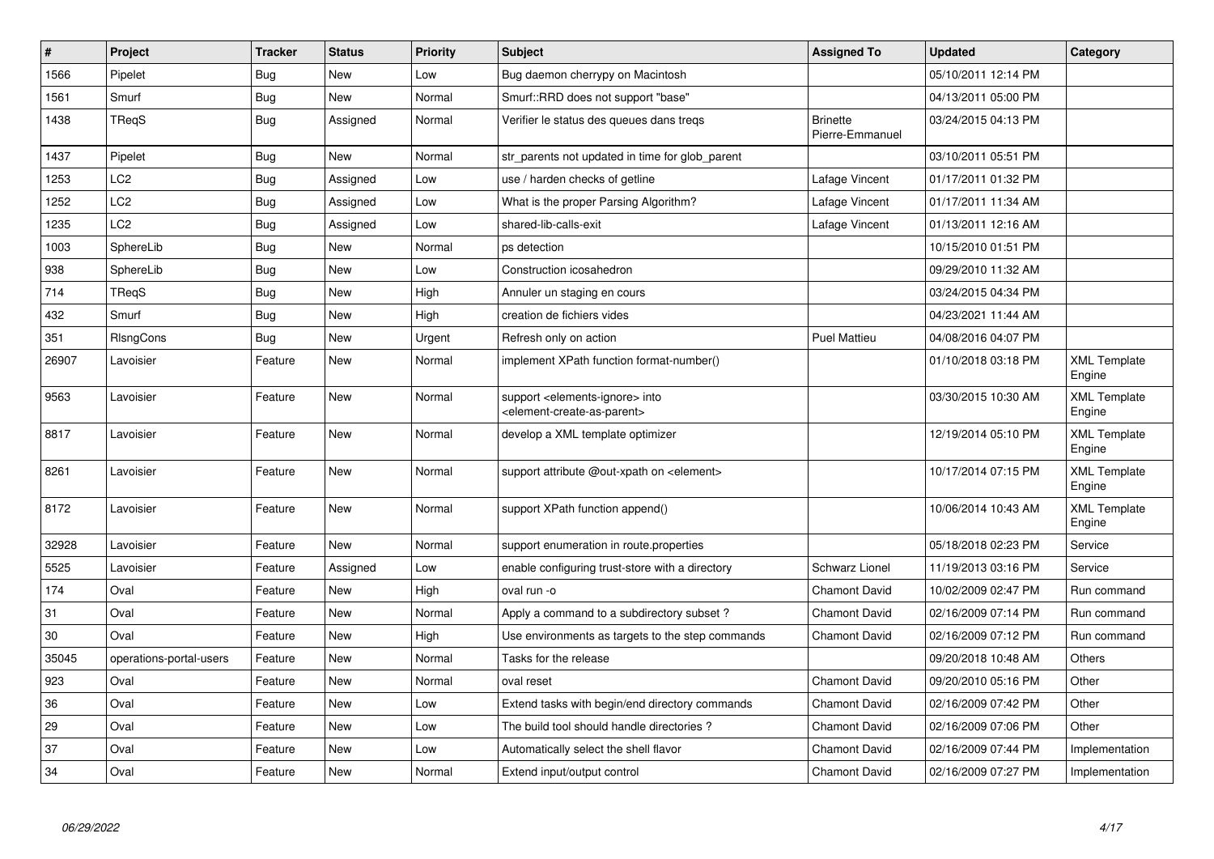| # | Project | Tracker | Status | Priority | Subject | Assigned To | Updated | Category |
|---|---|---|---|---|---|---|---|---|
| 1566 | Pipelet | Bug | New | Low | Bug daemon cherrypy on Macintosh | | 05/10/2011 12:14 PM | |
| 1561 | Smurf | Bug | New | Normal | Smurf::RRD does not support "base" | | 04/13/2011 05:00 PM | |
| 1438 | TReqS | Bug | Assigned | Normal | Verifier le status des queues dans treqs | Brinette Pierre-Emmanuel | 03/24/2015 04:13 PM | |
| 1437 | Pipelet | Bug | New | Normal | str_parents not updated in time for glob_parent | | 03/10/2011 05:51 PM | |
| 1253 | LC2 | Bug | Assigned | Low | use / harden checks of getline | Lafage Vincent | 01/17/2011 01:32 PM | |
| 1252 | LC2 | Bug | Assigned | Low | What is the proper Parsing Algorithm? | Lafage Vincent | 01/17/2011 11:34 AM | |
| 1235 | LC2 | Bug | Assigned | Low | shared-lib-calls-exit | Lafage Vincent | 01/13/2011 12:16 AM | |
| 1003 | SphereLib | Bug | New | Normal | ps detection | | 10/15/2010 01:51 PM | |
| 938 | SphereLib | Bug | New | Low | Construction icosahedron | | 09/29/2010 11:32 AM | |
| 714 | TReqS | Bug | New | High | Annuler un staging en cours | | 03/24/2015 04:34 PM | |
| 432 | Smurf | Bug | New | High | creation de fichiers vides | | 04/23/2021 11:44 AM | |
| 351 | RlsngCons | Bug | New | Urgent | Refresh only on action | Puel Mattieu | 04/08/2016 04:07 PM | |
| 26907 | Lavoisier | Feature | New | Normal | implement XPath function format-number() | | 01/10/2018 03:18 PM | XML Template Engine |
| 9563 | Lavoisier | Feature | New | Normal | support <elements-ignore> into <element-create-as-parent> | | 03/30/2015 10:30 AM | XML Template Engine |
| 8817 | Lavoisier | Feature | New | Normal | develop a XML template optimizer | | 12/19/2014 05:10 PM | XML Template Engine |
| 8261 | Lavoisier | Feature | New | Normal | support attribute @out-xpath on <element> | | 10/17/2014 07:15 PM | XML Template Engine |
| 8172 | Lavoisier | Feature | New | Normal | support XPath function append() | | 10/06/2014 10:43 AM | XML Template Engine |
| 32928 | Lavoisier | Feature | New | Normal | support enumeration in route.properties | | 05/18/2018 02:23 PM | Service |
| 5525 | Lavoisier | Feature | Assigned | Low | enable configuring trust-store with a directory | Schwarz Lionel | 11/19/2013 03:16 PM | Service |
| 174 | Oval | Feature | New | High | oval run -o | Chamont David | 10/02/2009 02:47 PM | Run command |
| 31 | Oval | Feature | New | Normal | Apply a command to a subdirectory subset ? | Chamont David | 02/16/2009 07:14 PM | Run command |
| 30 | Oval | Feature | New | High | Use environments as targets to the step commands | Chamont David | 02/16/2009 07:12 PM | Run command |
| 35045 | operations-portal-users | Feature | New | Normal | Tasks for the release | | 09/20/2018 10:48 AM | Others |
| 923 | Oval | Feature | New | Normal | oval reset | Chamont David | 09/20/2010 05:16 PM | Other |
| 36 | Oval | Feature | New | Low | Extend tasks with begin/end directory commands | Chamont David | 02/16/2009 07:42 PM | Other |
| 29 | Oval | Feature | New | Low | The build tool should handle directories ? | Chamont David | 02/16/2009 07:06 PM | Other |
| 37 | Oval | Feature | New | Low | Automatically select the shell flavor | Chamont David | 02/16/2009 07:44 PM | Implementation |
| 34 | Oval | Feature | New | Normal | Extend input/output control | Chamont David | 02/16/2009 07:27 PM | Implementation |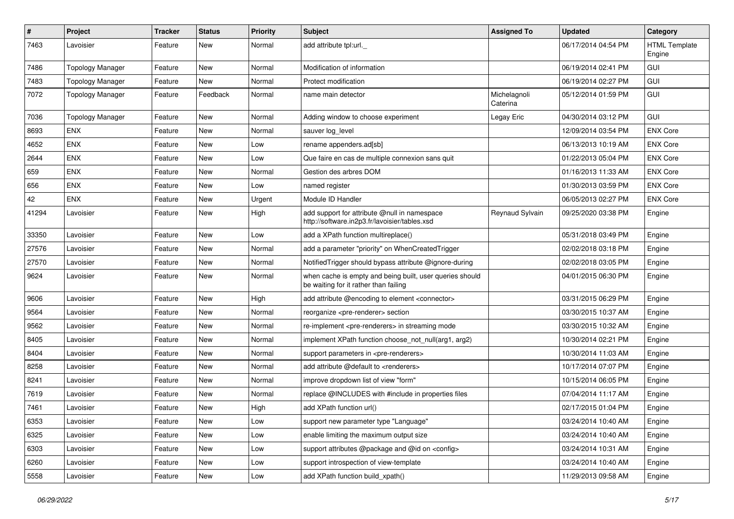| # | Project | Tracker | Status | Priority | Subject | Assigned To | Updated | Category |
|---|---|---|---|---|---|---|---|---|
| 7463 | Lavoisier | Feature | New | Normal | add attribute tpl:url._ | | 06/17/2014 04:54 PM | HTML Template Engine |
| 7486 | Topology Manager | Feature | New | Normal | Modification of information | | 06/19/2014 02:41 PM | GUI |
| 7483 | Topology Manager | Feature | New | Normal | Protect modification | | 06/19/2014 02:27 PM | GUI |
| 7072 | Topology Manager | Feature | Feedback | Normal | name main detector | Michelagnoli Caterina | 05/12/2014 01:59 PM | GUI |
| 7036 | Topology Manager | Feature | New | Normal | Adding window to choose experiment | Legay Eric | 04/30/2014 03:12 PM | GUI |
| 8693 | ENX | Feature | New | Normal | sauver log_level | | 12/09/2014 03:54 PM | ENX Core |
| 4652 | ENX | Feature | New | Low | rename appenders.ad[sb] | | 06/13/2013 10:19 AM | ENX Core |
| 2644 | ENX | Feature | New | Low | Que faire en cas de multiple connexion sans quit | | 01/22/2013 05:04 PM | ENX Core |
| 659 | ENX | Feature | New | Normal | Gestion des arbres DOM | | 01/16/2013 11:33 AM | ENX Core |
| 656 | ENX | Feature | New | Low | named register | | 01/30/2013 03:59 PM | ENX Core |
| 42 | ENX | Feature | New | Urgent | Module ID Handler | | 06/05/2013 02:27 PM | ENX Core |
| 41294 | Lavoisier | Feature | New | High | add support for attribute @null in namespace http://software.in2p3.fr/lavoisier/tables.xsd | Reynaud Sylvain | 09/25/2020 03:38 PM | Engine |
| 33350 | Lavoisier | Feature | New | Low | add a XPath function multireplace() | | 05/31/2018 03:49 PM | Engine |
| 27576 | Lavoisier | Feature | New | Normal | add a parameter "priority" on WhenCreatedTrigger | | 02/02/2018 03:18 PM | Engine |
| 27570 | Lavoisier | Feature | New | Normal | NotifiedTrigger should bypass attribute @ignore-during | | 02/02/2018 03:05 PM | Engine |
| 9624 | Lavoisier | Feature | New | Normal | when cache is empty and being built, user queries should be waiting for it rather than failing | | 04/01/2015 06:30 PM | Engine |
| 9606 | Lavoisier | Feature | New | High | add attribute @encoding to element <connector> | | 03/31/2015 06:29 PM | Engine |
| 9564 | Lavoisier | Feature | New | Normal | reorganize <pre-renderer> section | | 03/30/2015 10:37 AM | Engine |
| 9562 | Lavoisier | Feature | New | Normal | re-implement <pre-renderers> in streaming mode | | 03/30/2015 10:32 AM | Engine |
| 8405 | Lavoisier | Feature | New | Normal | implement XPath function choose_not_null(arg1, arg2) | | 10/30/2014 02:21 PM | Engine |
| 8404 | Lavoisier | Feature | New | Normal | support parameters in <pre-renderers> | | 10/30/2014 11:03 AM | Engine |
| 8258 | Lavoisier | Feature | New | Normal | add attribute @default to <renderers> | | 10/17/2014 07:07 PM | Engine |
| 8241 | Lavoisier | Feature | New | Normal | improve dropdown list of view "form" | | 10/15/2014 06:05 PM | Engine |
| 7619 | Lavoisier | Feature | New | Normal | replace @INCLUDES with #include in properties files | | 07/04/2014 11:17 AM | Engine |
| 7461 | Lavoisier | Feature | New | High | add XPath function url() | | 02/17/2015 01:04 PM | Engine |
| 6353 | Lavoisier | Feature | New | Low | support new parameter type "Language" | | 03/24/2014 10:40 AM | Engine |
| 6325 | Lavoisier | Feature | New | Low | enable limiting the maximum output size | | 03/24/2014 10:40 AM | Engine |
| 6303 | Lavoisier | Feature | New | Low | support attributes @package and @id on <config> | | 03/24/2014 10:31 AM | Engine |
| 6260 | Lavoisier | Feature | New | Low | support introspection of view-template | | 03/24/2014 10:40 AM | Engine |
| 5558 | Lavoisier | Feature | New | Low | add XPath function build_xpath() | | 11/29/2013 09:58 AM | Engine |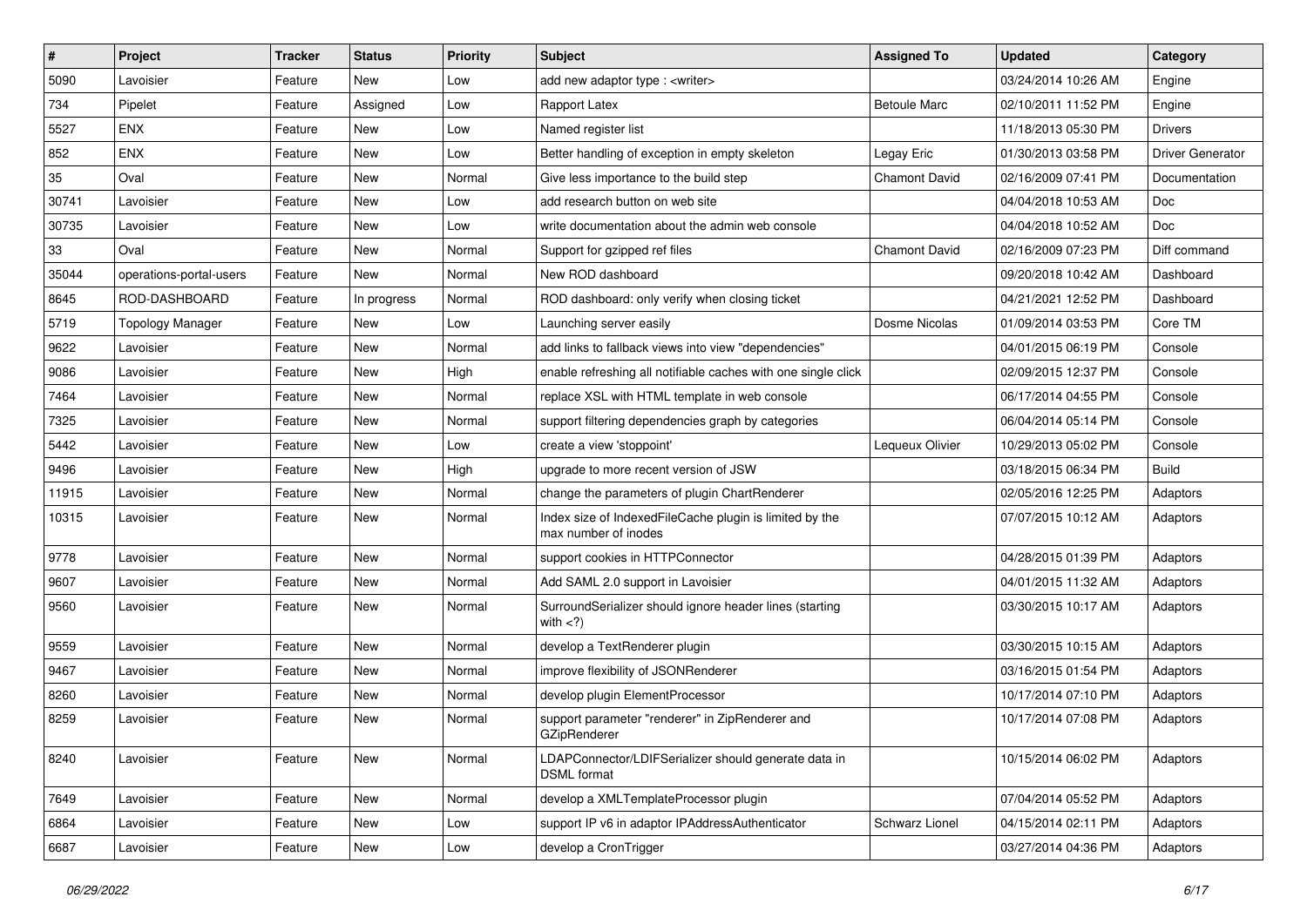| # | Project | Tracker | Status | Priority | Subject | Assigned To | Updated | Category |
|---|---|---|---|---|---|---|---|---|
| 5090 | Lavoisier | Feature | New | Low | add new adaptor type : <writer> | | 03/24/2014 10:26 AM | Engine |
| 734 | Pipelet | Feature | Assigned | Low | Rapport Latex | Betoule Marc | 02/10/2011 11:52 PM | Engine |
| 5527 | ENX | Feature | New | Low | Named register list | | 11/18/2013 05:30 PM | Drivers |
| 852 | ENX | Feature | New | Low | Better handling of exception in empty skeleton | Legay Eric | 01/30/2013 03:58 PM | Driver Generator |
| 35 | Oval | Feature | New | Normal | Give less importance to the build step | Chamont David | 02/16/2009 07:41 PM | Documentation |
| 30741 | Lavoisier | Feature | New | Low | add research button on web site | | 04/04/2018 10:53 AM | Doc |
| 30735 | Lavoisier | Feature | New | Low | write documentation about the admin web console | | 04/04/2018 10:52 AM | Doc |
| 33 | Oval | Feature | New | Normal | Support for gzipped ref files | Chamont David | 02/16/2009 07:23 PM | Diff command |
| 35044 | operations-portal-users | Feature | New | Normal | New ROD dashboard | | 09/20/2018 10:42 AM | Dashboard |
| 8645 | ROD-DASHBOARD | Feature | In progress | Normal | ROD dashboard: only verify when closing ticket | | 04/21/2021 12:52 PM | Dashboard |
| 5719 | Topology Manager | Feature | New | Low | Launching server easily | Dosme Nicolas | 01/09/2014 03:53 PM | Core TM |
| 9622 | Lavoisier | Feature | New | Normal | add links to fallback views into view "dependencies" | | 04/01/2015 06:19 PM | Console |
| 9086 | Lavoisier | Feature | New | High | enable refreshing all notifiable caches with one single click | | 02/09/2015 12:37 PM | Console |
| 7464 | Lavoisier | Feature | New | Normal | replace XSL with HTML template in web console | | 06/17/2014 04:55 PM | Console |
| 7325 | Lavoisier | Feature | New | Normal | support filtering dependencies graph by categories | | 06/04/2014 05:14 PM | Console |
| 5442 | Lavoisier | Feature | New | Low | create a view 'stoppoint' | Lequeux Olivier | 10/29/2013 05:02 PM | Console |
| 9496 | Lavoisier | Feature | New | High | upgrade to more recent version of JSW | | 03/18/2015 06:34 PM | Build |
| 11915 | Lavoisier | Feature | New | Normal | change the parameters of plugin ChartRenderer | | 02/05/2016 12:25 PM | Adaptors |
| 10315 | Lavoisier | Feature | New | Normal | Index size of IndexedFileCache plugin is limited by the max number of inodes | | 07/07/2015 10:12 AM | Adaptors |
| 9778 | Lavoisier | Feature | New | Normal | support cookies in HTTPConnector | | 04/28/2015 01:39 PM | Adaptors |
| 9607 | Lavoisier | Feature | New | Normal | Add SAML 2.0 support in Lavoisier | | 04/01/2015 11:32 AM | Adaptors |
| 9560 | Lavoisier | Feature | New | Normal | SurroundSerializer should ignore header lines (starting with <?) | | 03/30/2015 10:17 AM | Adaptors |
| 9559 | Lavoisier | Feature | New | Normal | develop a TextRenderer plugin | | 03/30/2015 10:15 AM | Adaptors |
| 9467 | Lavoisier | Feature | New | Normal | improve flexibility of JSONRenderer | | 03/16/2015 01:54 PM | Adaptors |
| 8260 | Lavoisier | Feature | New | Normal | develop plugin ElementProcessor | | 10/17/2014 07:10 PM | Adaptors |
| 8259 | Lavoisier | Feature | New | Normal | support parameter "renderer" in ZipRenderer and GZipRenderer | | 10/17/2014 07:08 PM | Adaptors |
| 8240 | Lavoisier | Feature | New | Normal | LDAPConnector/LDIFSerializer should generate data in DSML format | | 10/15/2014 06:02 PM | Adaptors |
| 7649 | Lavoisier | Feature | New | Normal | develop a XMLTemplateProcessor plugin | | 07/04/2014 05:52 PM | Adaptors |
| 6864 | Lavoisier | Feature | New | Low | support IP v6 in adaptor IPAddressAuthenticator | Schwarz Lionel | 04/15/2014 02:11 PM | Adaptors |
| 6687 | Lavoisier | Feature | New | Low | develop a CronTrigger | | 03/27/2014 04:36 PM | Adaptors |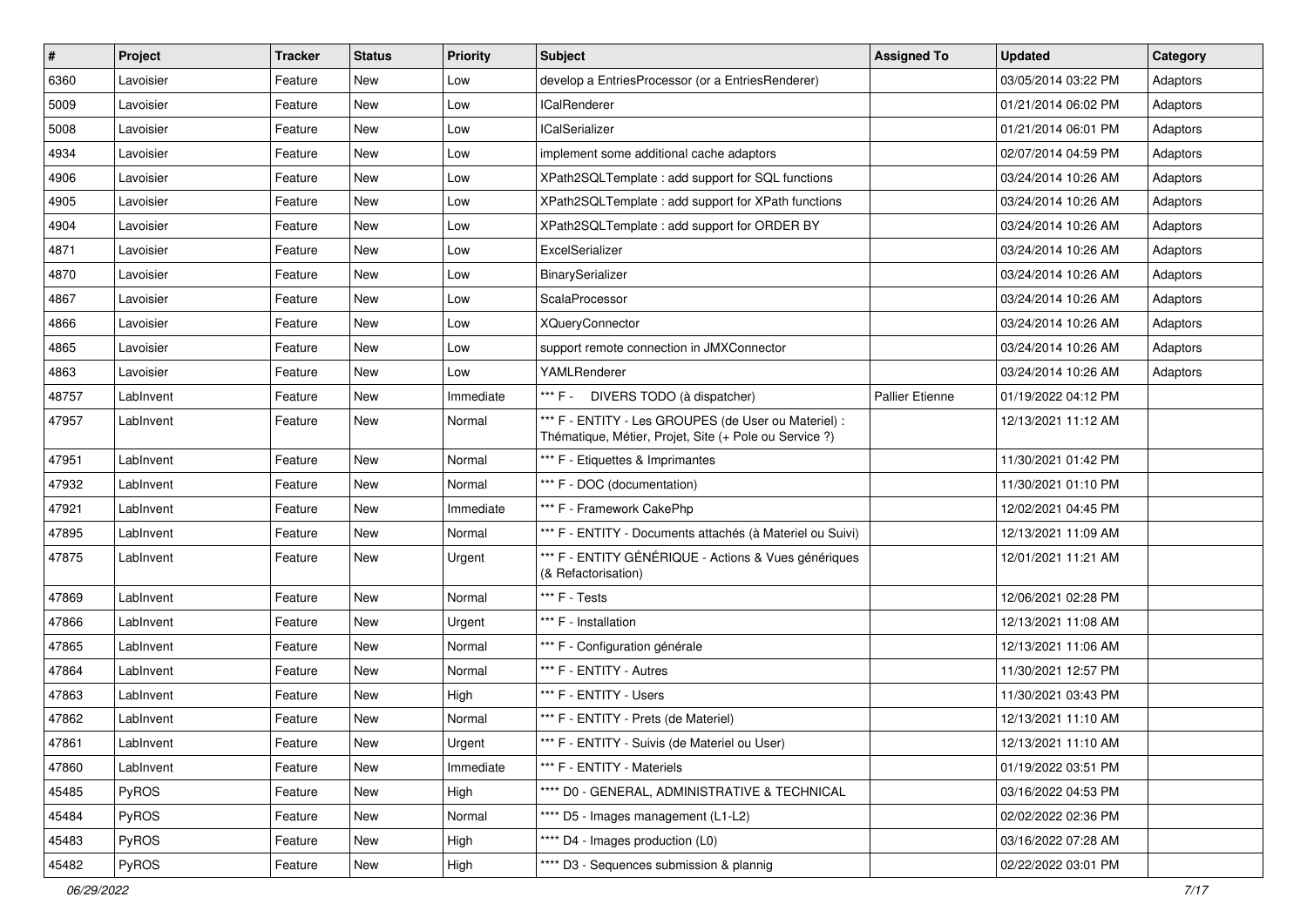| # | Project | Tracker | Status | Priority | Subject | Assigned To | Updated | Category |
|---|---|---|---|---|---|---|---|---|
| 6360 | Lavoisier | Feature | New | Low | develop a EntriesProcessor (or a EntriesRenderer) | | 03/05/2014 03:22 PM | Adaptors |
| 5009 | Lavoisier | Feature | New | Low | ICalRenderer | | 01/21/2014 06:02 PM | Adaptors |
| 5008 | Lavoisier | Feature | New | Low | ICalSerializer | | 01/21/2014 06:01 PM | Adaptors |
| 4934 | Lavoisier | Feature | New | Low | implement some additional cache adaptors | | 02/07/2014 04:59 PM | Adaptors |
| 4906 | Lavoisier | Feature | New | Low | XPath2SQLTemplate : add support for SQL functions | | 03/24/2014 10:26 AM | Adaptors |
| 4905 | Lavoisier | Feature | New | Low | XPath2SQLTemplate : add support for XPath functions | | 03/24/2014 10:26 AM | Adaptors |
| 4904 | Lavoisier | Feature | New | Low | XPath2SQLTemplate : add support for ORDER BY | | 03/24/2014 10:26 AM | Adaptors |
| 4871 | Lavoisier | Feature | New | Low | ExcelSerializer | | 03/24/2014 10:26 AM | Adaptors |
| 4870 | Lavoisier | Feature | New | Low | BinarySerializer | | 03/24/2014 10:26 AM | Adaptors |
| 4867 | Lavoisier | Feature | New | Low | ScalaProcessor | | 03/24/2014 10:26 AM | Adaptors |
| 4866 | Lavoisier | Feature | New | Low | XQueryConnector | | 03/24/2014 10:26 AM | Adaptors |
| 4865 | Lavoisier | Feature | New | Low | support remote connection in JMXConnector | | 03/24/2014 10:26 AM | Adaptors |
| 4863 | Lavoisier | Feature | New | Low | YAMLRenderer | | 03/24/2014 10:26 AM | Adaptors |
| 48757 | LabInvent | Feature | New | Immediate | *** F - DIVERS TODO (à dispatcher) | Pallier Etienne | 01/19/2022 04:12 PM | |
| 47957 | LabInvent | Feature | New | Normal | *** F - ENTITY - Les GROUPES (de User ou Materiel) : Thématique, Métier, Projet, Site (+ Pole ou Service ?) | | 12/13/2021 11:12 AM | |
| 47951 | LabInvent | Feature | New | Normal | *** F - Etiquettes & Imprimantes | | 11/30/2021 01:42 PM | |
| 47932 | LabInvent | Feature | New | Normal | *** F - DOC (documentation) | | 11/30/2021 01:10 PM | |
| 47921 | LabInvent | Feature | New | Immediate | *** F - Framework CakePhp | | 12/02/2021 04:45 PM | |
| 47895 | LabInvent | Feature | New | Normal | *** F - ENTITY - Documents attachés (à Materiel ou Suivi) | | 12/13/2021 11:09 AM | |
| 47875 | LabInvent | Feature | New | Urgent | *** F - ENTITY GÉNÉRIQUE - Actions & Vues génériques (& Refactorisation) | | 12/01/2021 11:21 AM | |
| 47869 | LabInvent | Feature | New | Normal | *** F - Tests | | 12/06/2021 02:28 PM | |
| 47866 | LabInvent | Feature | New | Urgent | *** F - Installation | | 12/13/2021 11:08 AM | |
| 47865 | LabInvent | Feature | New | Normal | *** F - Configuration générale | | 12/13/2021 11:06 AM | |
| 47864 | LabInvent | Feature | New | Normal | *** F - ENTITY - Autres | | 11/30/2021 12:57 PM | |
| 47863 | LabInvent | Feature | New | High | *** F - ENTITY - Users | | 11/30/2021 03:43 PM | |
| 47862 | LabInvent | Feature | New | Normal | *** F - ENTITY - Prets (de Materiel) | | 12/13/2021 11:10 AM | |
| 47861 | LabInvent | Feature | New | Urgent | *** F - ENTITY - Suivis (de Materiel ou User) | | 12/13/2021 11:10 AM | |
| 47860 | LabInvent | Feature | New | Immediate | *** F - ENTITY - Materiels | | 01/19/2022 03:51 PM | |
| 45485 | PyROS | Feature | New | High | **** D0 - GENERAL, ADMINISTRATIVE & TECHNICAL | | 03/16/2022 04:53 PM | |
| 45484 | PyROS | Feature | New | Normal | **** D5 - Images management (L1-L2) | | 02/02/2022 02:36 PM | |
| 45483 | PyROS | Feature | New | High | **** D4 - Images production (L0) | | 03/16/2022 07:28 AM | |
| 45482 | PyROS | Feature | New | High | **** D3 - Sequences submission & plannig | | 02/22/2022 03:01 PM | |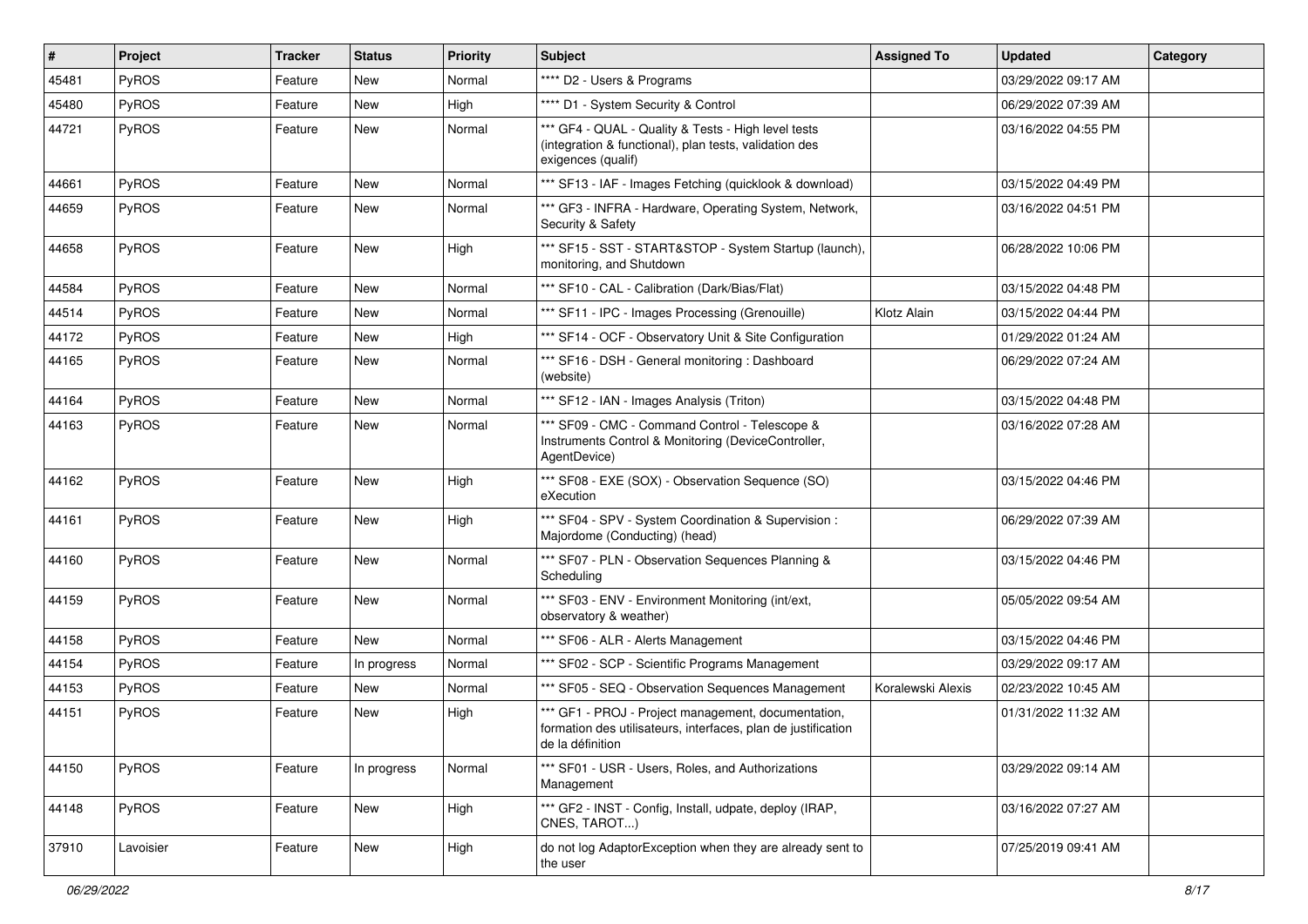| # | Project | Tracker | Status | Priority | Subject | Assigned To | Updated | Category |
|---|---|---|---|---|---|---|---|---|
| 45481 | PyROS | Feature | New | Normal | **** D2 - Users & Programs | | 03/29/2022 09:17 AM | |
| 45480 | PyROS | Feature | New | High | **** D1 - System Security & Control | | 06/29/2022 07:39 AM | |
| 44721 | PyROS | Feature | New | Normal | *** GF4 - QUAL - Quality & Tests - High level tests (integration & functional), plan tests, validation des exigences (qualif) | | 03/16/2022 04:55 PM | |
| 44661 | PyROS | Feature | New | Normal | *** SF13 - IAF - Images Fetching (quicklook & download) | | 03/15/2022 04:49 PM | |
| 44659 | PyROS | Feature | New | Normal | *** GF3 - INFRA - Hardware, Operating System, Network, Security & Safety | | 03/16/2022 04:51 PM | |
| 44658 | PyROS | Feature | New | High | *** SF15 - SST - START&STOP - System Startup (launch), monitoring, and Shutdown | | 06/28/2022 10:06 PM | |
| 44584 | PyROS | Feature | New | Normal | *** SF10 - CAL - Calibration (Dark/Bias/Flat) | | 03/15/2022 04:48 PM | |
| 44514 | PyROS | Feature | New | Normal | *** SF11 - IPC - Images Processing (Grenouille) | Klotz Alain | 03/15/2022 04:44 PM | |
| 44172 | PyROS | Feature | New | High | *** SF14 - OCF - Observatory Unit & Site Configuration | | 01/29/2022 01:24 AM | |
| 44165 | PyROS | Feature | New | Normal | *** SF16 - DSH - General monitoring : Dashboard (website) | | 06/29/2022 07:24 AM | |
| 44164 | PyROS | Feature | New | Normal | *** SF12 - IAN - Images Analysis (Triton) | | 03/15/2022 04:48 PM | |
| 44163 | PyROS | Feature | New | Normal | *** SF09 - CMC - Command Control - Telescope & Instruments Control & Monitoring (DeviceController, AgentDevice) | | 03/16/2022 07:28 AM | |
| 44162 | PyROS | Feature | New | High | *** SF08 - EXE (SOX) - Observation Sequence (SO) eXecution | | 03/15/2022 04:46 PM | |
| 44161 | PyROS | Feature | New | High | *** SF04 - SPV - System Coordination & Supervision : Majordome (Conducting) (head) | | 06/29/2022 07:39 AM | |
| 44160 | PyROS | Feature | New | Normal | *** SF07 - PLN - Observation Sequences Planning & Scheduling | | 03/15/2022 04:46 PM | |
| 44159 | PyROS | Feature | New | Normal | *** SF03 - ENV - Environment Monitoring (int/ext, observatory & weather) | | 05/05/2022 09:54 AM | |
| 44158 | PyROS | Feature | New | Normal | *** SF06 - ALR - Alerts Management | | 03/15/2022 04:46 PM | |
| 44154 | PyROS | Feature | In progress | Normal | *** SF02 - SCP - Scientific Programs Management | | 03/29/2022 09:17 AM | |
| 44153 | PyROS | Feature | New | Normal | *** SF05 - SEQ - Observation Sequences Management | Koralewski Alexis | 02/23/2022 10:45 AM | |
| 44151 | PyROS | Feature | New | High | *** GF1 - PROJ - Project management, documentation, formation des utilisateurs, interfaces, plan de justification de la définition | | 01/31/2022 11:32 AM | |
| 44150 | PyROS | Feature | In progress | Normal | *** SF01 - USR - Users, Roles, and Authorizations Management | | 03/29/2022 09:14 AM | |
| 44148 | PyROS | Feature | New | High | *** GF2 - INST - Config, Install, udpate, deploy (IRAP, CNES, TAROT...) | | 03/16/2022 07:27 AM | |
| 37910 | Lavoisier | Feature | New | High | do not log AdaptorException when they are already sent to the user | | 07/25/2019 09:41 AM | |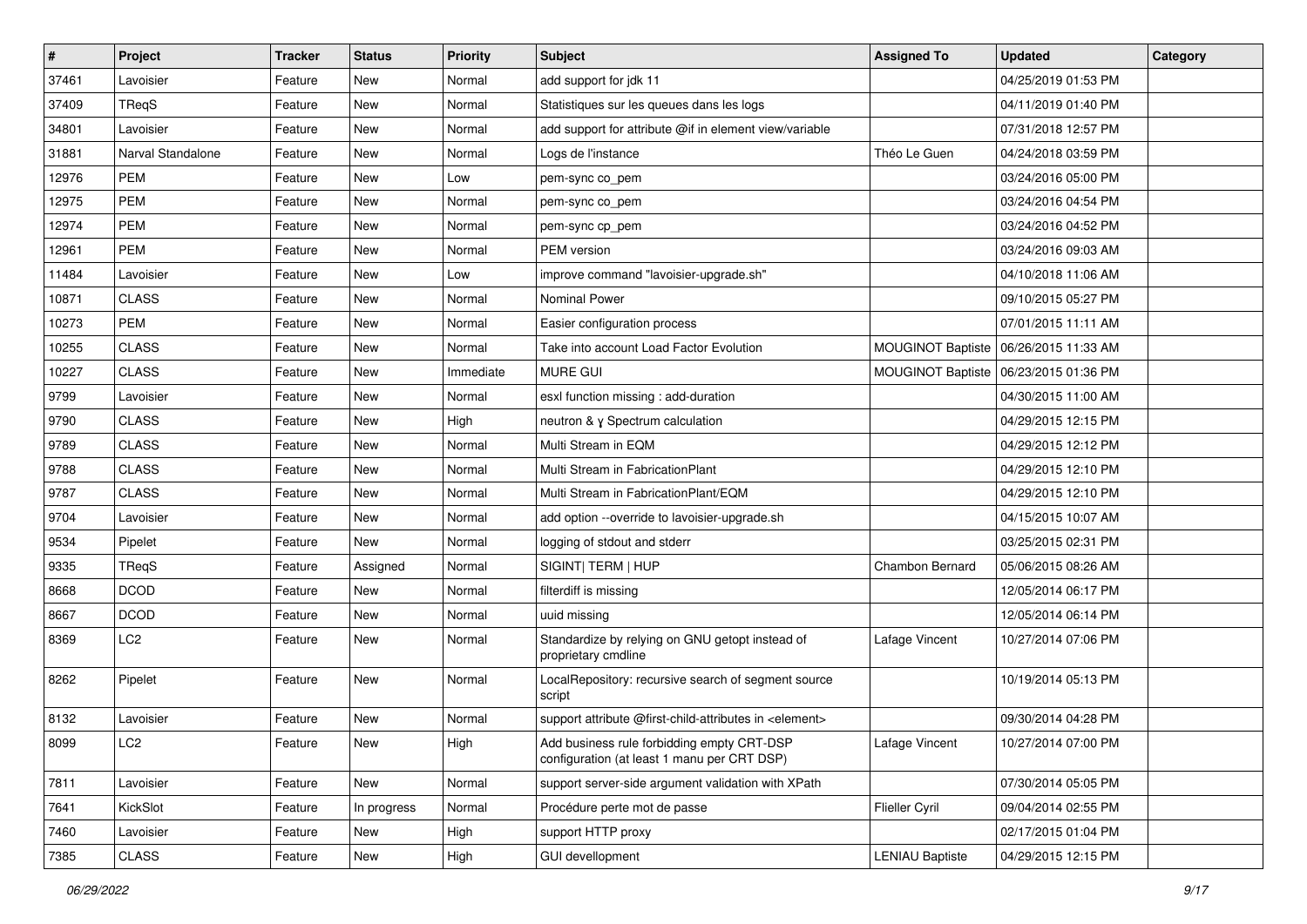| # | Project | Tracker | Status | Priority | Subject | Assigned To | Updated | Category |
|---|---|---|---|---|---|---|---|---|
| 37461 | Lavoisier | Feature | New | Normal | add support for jdk 11 | | 04/25/2019 01:53 PM | |
| 37409 | TReqS | Feature | New | Normal | Statistiques sur les queues dans les logs | | 04/11/2019 01:40 PM | |
| 34801 | Lavoisier | Feature | New | Normal | add support for attribute @if in element view/variable | | 07/31/2018 12:57 PM | |
| 31881 | Narval Standalone | Feature | New | Normal | Logs de l'instance | Théo Le Guen | 04/24/2018 03:59 PM | |
| 12976 | PEM | Feature | New | Low | pem-sync co_pem | | 03/24/2016 05:00 PM | |
| 12975 | PEM | Feature | New | Normal | pem-sync co_pem | | 03/24/2016 04:54 PM | |
| 12974 | PEM | Feature | New | Normal | pem-sync cp_pem | | 03/24/2016 04:52 PM | |
| 12961 | PEM | Feature | New | Normal | PEM version | | 03/24/2016 09:03 AM | |
| 11484 | Lavoisier | Feature | New | Low | improve command "lavoisier-upgrade.sh" | | 04/10/2018 11:06 AM | |
| 10871 | CLASS | Feature | New | Normal | Nominal Power | | 09/10/2015 05:27 PM | |
| 10273 | PEM | Feature | New | Normal | Easier configuration process | | 07/01/2015 11:11 AM | |
| 10255 | CLASS | Feature | New | Normal | Take into account Load Factor Evolution | MOUGINOT Baptiste | 06/26/2015 11:33 AM | |
| 10227 | CLASS | Feature | New | Immediate | MURE GUI | MOUGINOT Baptiste | 06/23/2015 01:36 PM | |
| 9799 | Lavoisier | Feature | New | Normal | esxl function missing : add-duration | | 04/30/2015 11:00 AM | |
| 9790 | CLASS | Feature | New | High | neutron & γ Spectrum calculation | | 04/29/2015 12:15 PM | |
| 9789 | CLASS | Feature | New | Normal | Multi Stream in EQM | | 04/29/2015 12:12 PM | |
| 9788 | CLASS | Feature | New | Normal | Multi Stream in FabricationPlant | | 04/29/2015 12:10 PM | |
| 9787 | CLASS | Feature | New | Normal | Multi Stream in FabricationPlant/EQM | | 04/29/2015 12:10 PM | |
| 9704 | Lavoisier | Feature | New | Normal | add option --override to lavoisier-upgrade.sh | | 04/15/2015 10:07 AM | |
| 9534 | Pipelet | Feature | New | Normal | logging of stdout and stderr | | 03/25/2015 02:31 PM | |
| 9335 | TReqS | Feature | Assigned | Normal | SIGINT\| TERM \| HUP | Chambon Bernard | 05/06/2015 08:26 AM | |
| 8668 | DCOD | Feature | New | Normal | filterdiff is missing | | 12/05/2014 06:17 PM | |
| 8667 | DCOD | Feature | New | Normal | uuid missing | | 12/05/2014 06:14 PM | |
| 8369 | LC2 | Feature | New | Normal | Standardize by relying on GNU getopt instead of proprietary cmdline | Lafage Vincent | 10/27/2014 07:06 PM | |
| 8262 | Pipelet | Feature | New | Normal | LocalRepository: recursive search of segment source script | | 10/19/2014 05:13 PM | |
| 8132 | Lavoisier | Feature | New | Normal | support attribute @first-child-attributes in <element> | | 09/30/2014 04:28 PM | |
| 8099 | LC2 | Feature | New | High | Add business rule forbidding empty CRT-DSP configuration (at least 1 manu per CRT DSP) | Lafage Vincent | 10/27/2014 07:00 PM | |
| 7811 | Lavoisier | Feature | New | Normal | support server-side argument validation with XPath | | 07/30/2014 05:05 PM | |
| 7641 | KickSlot | Feature | In progress | Normal | Procédure perte mot de passe | Flieller Cyril | 09/04/2014 02:55 PM | |
| 7460 | Lavoisier | Feature | New | High | support HTTP proxy | | 02/17/2015 01:04 PM | |
| 7385 | CLASS | Feature | New | High | GUI devellopment | LENIAU Baptiste | 04/29/2015 12:15 PM | |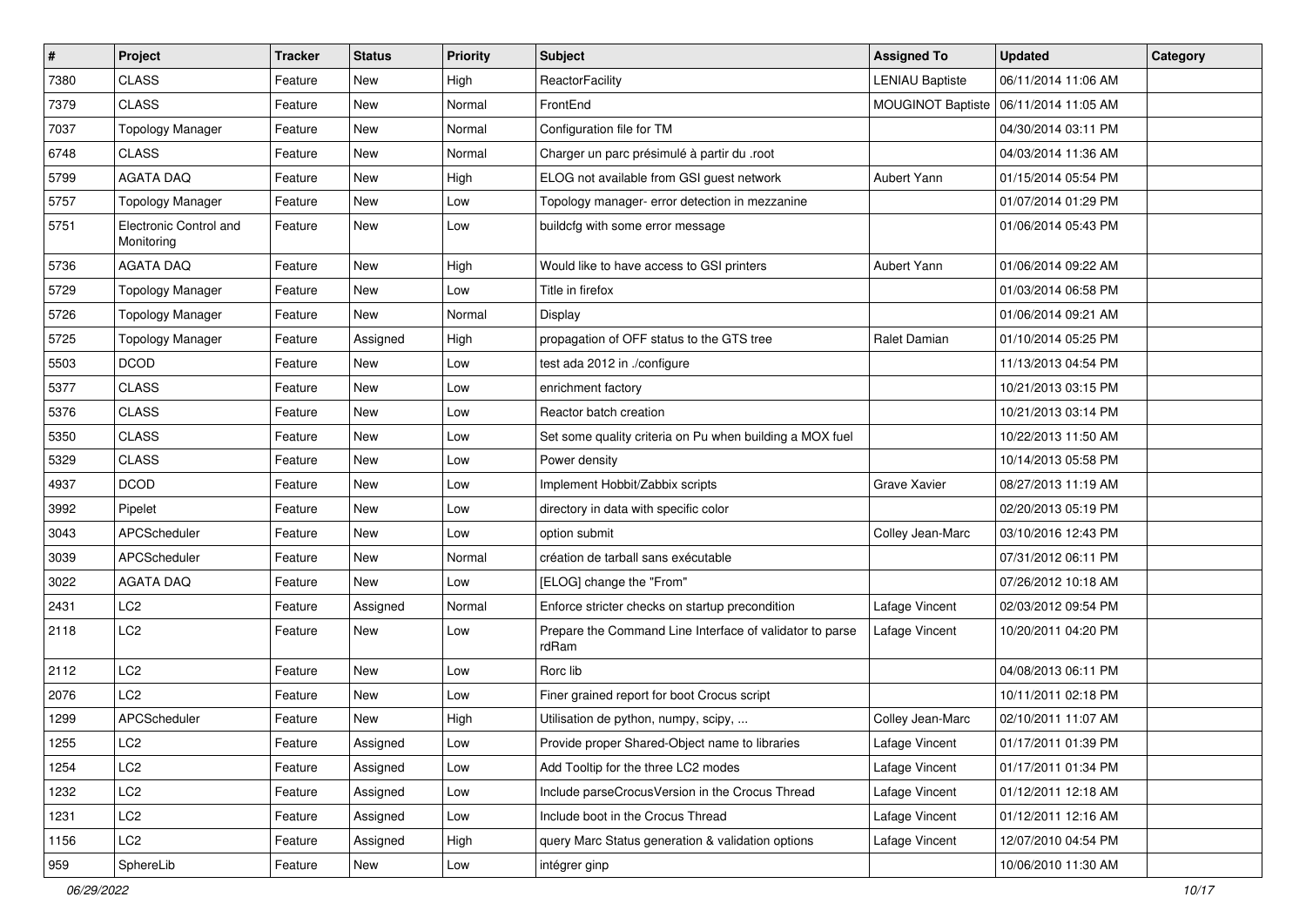| # | Project | Tracker | Status | Priority | Subject | Assigned To | Updated | Category |
|---|---|---|---|---|---|---|---|---|
| 7380 | CLASS | Feature | New | High | ReactorFacility | LENIAU Baptiste | 06/11/2014 11:06 AM | |
| 7379 | CLASS | Feature | New | Normal | FrontEnd | MOUGINOT Baptiste | 06/11/2014 11:05 AM | |
| 7037 | Topology Manager | Feature | New | Normal | Configuration file for TM | | 04/30/2014 03:11 PM | |
| 6748 | CLASS | Feature | New | Normal | Charger un parc présimulé à partir du .root | | 04/03/2014 11:36 AM | |
| 5799 | AGATA DAQ | Feature | New | High | ELOG not available from GSI guest network | Aubert Yann | 01/15/2014 05:54 PM | |
| 5757 | Topology Manager | Feature | New | Low | Topology manager- error detection in mezzanine | | 01/07/2014 01:29 PM | |
| 5751 | Electronic Control and Monitoring | Feature | New | Low | buildcfg with some error message | | 01/06/2014 05:43 PM | |
| 5736 | AGATA DAQ | Feature | New | High | Would like to have access to GSI printers | Aubert Yann | 01/06/2014 09:22 AM | |
| 5729 | Topology Manager | Feature | New | Low | Title in firefox | | 01/03/2014 06:58 PM | |
| 5726 | Topology Manager | Feature | New | Normal | Display | | 01/06/2014 09:21 AM | |
| 5725 | Topology Manager | Feature | Assigned | High | propagation of OFF status to the GTS tree | Ralet Damian | 01/10/2014 05:25 PM | |
| 5503 | DCOD | Feature | New | Low | test ada 2012 in ./configure | | 11/13/2013 04:54 PM | |
| 5377 | CLASS | Feature | New | Low | enrichment factory | | 10/21/2013 03:15 PM | |
| 5376 | CLASS | Feature | New | Low | Reactor batch creation | | 10/21/2013 03:14 PM | |
| 5350 | CLASS | Feature | New | Low | Set some quality criteria on Pu when building a MOX fuel | | 10/22/2013 11:50 AM | |
| 5329 | CLASS | Feature | New | Low | Power density | | 10/14/2013 05:58 PM | |
| 4937 | DCOD | Feature | New | Low | Implement Hobbit/Zabbix scripts | Grave Xavier | 08/27/2013 11:19 AM | |
| 3992 | Pipelet | Feature | New | Low | directory in data with specific color | | 02/20/2013 05:19 PM | |
| 3043 | APCScheduler | Feature | New | Low | option submit | Colley Jean-Marc | 03/10/2016 12:43 PM | |
| 3039 | APCScheduler | Feature | New | Normal | création de tarball sans exécutable | | 07/31/2012 06:11 PM | |
| 3022 | AGATA DAQ | Feature | New | Low | [ELOG] change the "From" | | 07/26/2012 10:18 AM | |
| 2431 | LC2 | Feature | Assigned | Normal | Enforce stricter checks on startup precondition | Lafage Vincent | 02/03/2012 09:54 PM | |
| 2118 | LC2 | Feature | New | Low | Prepare the Command Line Interface of validator to parse rdRam | Lafage Vincent | 10/20/2011 04:20 PM | |
| 2112 | LC2 | Feature | New | Low | Rorc lib | | 04/08/2013 06:11 PM | |
| 2076 | LC2 | Feature | New | Low | Finer grained report for boot Crocus script | | 10/11/2011 02:18 PM | |
| 1299 | APCScheduler | Feature | New | High | Utilisation de python, numpy, scipy, ... | Colley Jean-Marc | 02/10/2011 11:07 AM | |
| 1255 | LC2 | Feature | Assigned | Low | Provide proper Shared-Object name to libraries | Lafage Vincent | 01/17/2011 01:39 PM | |
| 1254 | LC2 | Feature | Assigned | Low | Add Tooltip for the three LC2 modes | Lafage Vincent | 01/17/2011 01:34 PM | |
| 1232 | LC2 | Feature | Assigned | Low | Include parseCrocusVersion in the Crocus Thread | Lafage Vincent | 01/12/2011 12:18 AM | |
| 1231 | LC2 | Feature | Assigned | Low | Include boot in the Crocus Thread | Lafage Vincent | 01/12/2011 12:16 AM | |
| 1156 | LC2 | Feature | Assigned | High | query Marc Status generation & validation options | Lafage Vincent | 12/07/2010 04:54 PM | |
| 959 | SphereLib | Feature | New | Low | intégrer ginp | | 10/06/2010 11:30 AM | |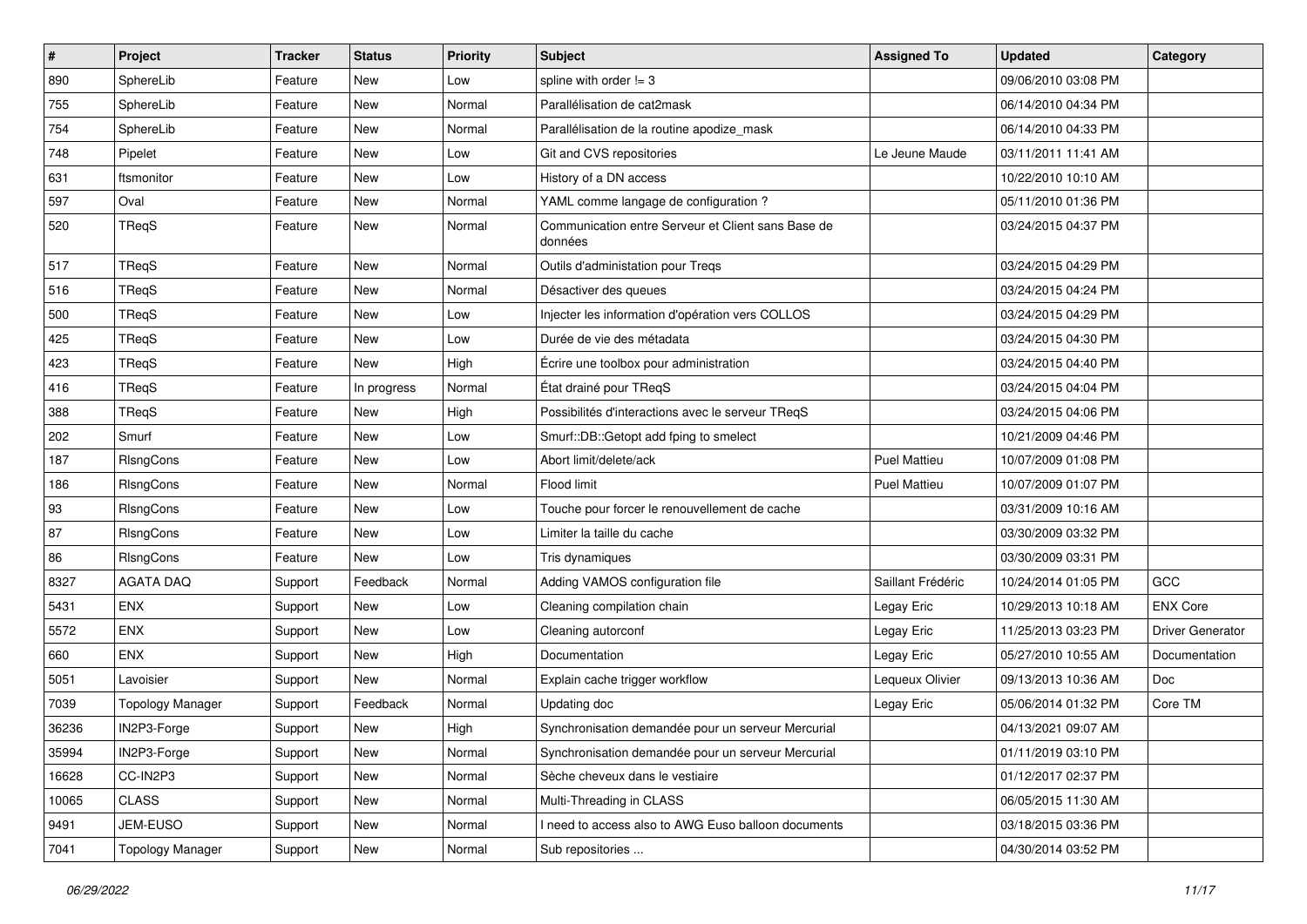| # | Project | Tracker | Status | Priority | Subject | Assigned To | Updated | Category |
|---|---|---|---|---|---|---|---|---|
| 890 | SphereLib | Feature | New | Low | spline with order != 3 | | 09/06/2010 03:08 PM | |
| 755 | SphereLib | Feature | New | Normal | Parallélisation de cat2mask | | 06/14/2010 04:34 PM | |
| 754 | SphereLib | Feature | New | Normal | Parallélisation de la routine apodize_mask | | 06/14/2010 04:33 PM | |
| 748 | Pipelet | Feature | New | Low | Git and CVS repositories | Le Jeune Maude | 03/11/2011 11:41 AM | |
| 631 | ftsmonitor | Feature | New | Low | History of a DN access | | 10/22/2010 10:10 AM | |
| 597 | Oval | Feature | New | Normal | YAML comme langage de configuration ? | | 05/11/2010 01:36 PM | |
| 520 | TReqS | Feature | New | Normal | Communication entre Serveur et Client sans Base de données | | 03/24/2015 04:37 PM | |
| 517 | TReqS | Feature | New | Normal | Outils d'administation pour Treqs | | 03/24/2015 04:29 PM | |
| 516 | TReqS | Feature | New | Normal | Désactiver des queues | | 03/24/2015 04:24 PM | |
| 500 | TReqS | Feature | New | Low | Injecter les information d'opération vers COLLOS | | 03/24/2015 04:29 PM | |
| 425 | TReqS | Feature | New | Low | Durée de vie des métadata | | 03/24/2015 04:30 PM | |
| 423 | TReqS | Feature | New | High | Écrire une toolbox pour administration | | 03/24/2015 04:40 PM | |
| 416 | TReqS | Feature | In progress | Normal | État drainé pour TReqS | | 03/24/2015 04:04 PM | |
| 388 | TReqS | Feature | New | High | Possibilités d'interactions avec le serveur TReqS | | 03/24/2015 04:06 PM | |
| 202 | Smurf | Feature | New | Low | Smurf::DB::Getopt add fping to smelect | | 10/21/2009 04:46 PM | |
| 187 | RlsngCons | Feature | New | Low | Abort limit/delete/ack | Puel Mattieu | 10/07/2009 01:08 PM | |
| 186 | RlsngCons | Feature | New | Normal | Flood limit | Puel Mattieu | 10/07/2009 01:07 PM | |
| 93 | RlsngCons | Feature | New | Low | Touche pour forcer le renouvellement de cache | | 03/31/2009 10:16 AM | |
| 87 | RlsngCons | Feature | New | Low | Limiter la taille du cache | | 03/30/2009 03:32 PM | |
| 86 | RlsngCons | Feature | New | Low | Tris dynamiques | | 03/30/2009 03:31 PM | |
| 8327 | AGATA DAQ | Support | Feedback | Normal | Adding VAMOS configuration file | Saillant Frédéric | 10/24/2014 01:05 PM | GCC |
| 5431 | ENX | Support | New | Low | Cleaning compilation chain | Legay Eric | 10/29/2013 10:18 AM | ENX Core |
| 5572 | ENX | Support | New | Low | Cleaning autorconf | Legay Eric | 11/25/2013 03:23 PM | Driver Generator |
| 660 | ENX | Support | New | High | Documentation | Legay Eric | 05/27/2010 10:55 AM | Documentation |
| 5051 | Lavoisier | Support | New | Normal | Explain cache trigger workflow | Lequeux Olivier | 09/13/2013 10:36 AM | Doc |
| 7039 | Topology Manager | Support | Feedback | Normal | Updating doc | Legay Eric | 05/06/2014 01:32 PM | Core TM |
| 36236 | IN2P3-Forge | Support | New | High | Synchronisation demandée pour un serveur Mercurial | | 04/13/2021 09:07 AM | |
| 35994 | IN2P3-Forge | Support | New | Normal | Synchronisation demandée pour un serveur Mercurial | | 01/11/2019 03:10 PM | |
| 16628 | CC-IN2P3 | Support | New | Normal | Sèche cheveux dans le vestiaire | | 01/12/2017 02:37 PM | |
| 10065 | CLASS | Support | New | Normal | Multi-Threading in CLASS | | 06/05/2015 11:30 AM | |
| 9491 | JEM-EUSO | Support | New | Normal | I need to access also to AWG Euso balloon documents | | 03/18/2015 03:36 PM | |
| 7041 | Topology Manager | Support | New | Normal | Sub repositories ... | | 04/30/2014 03:52 PM | |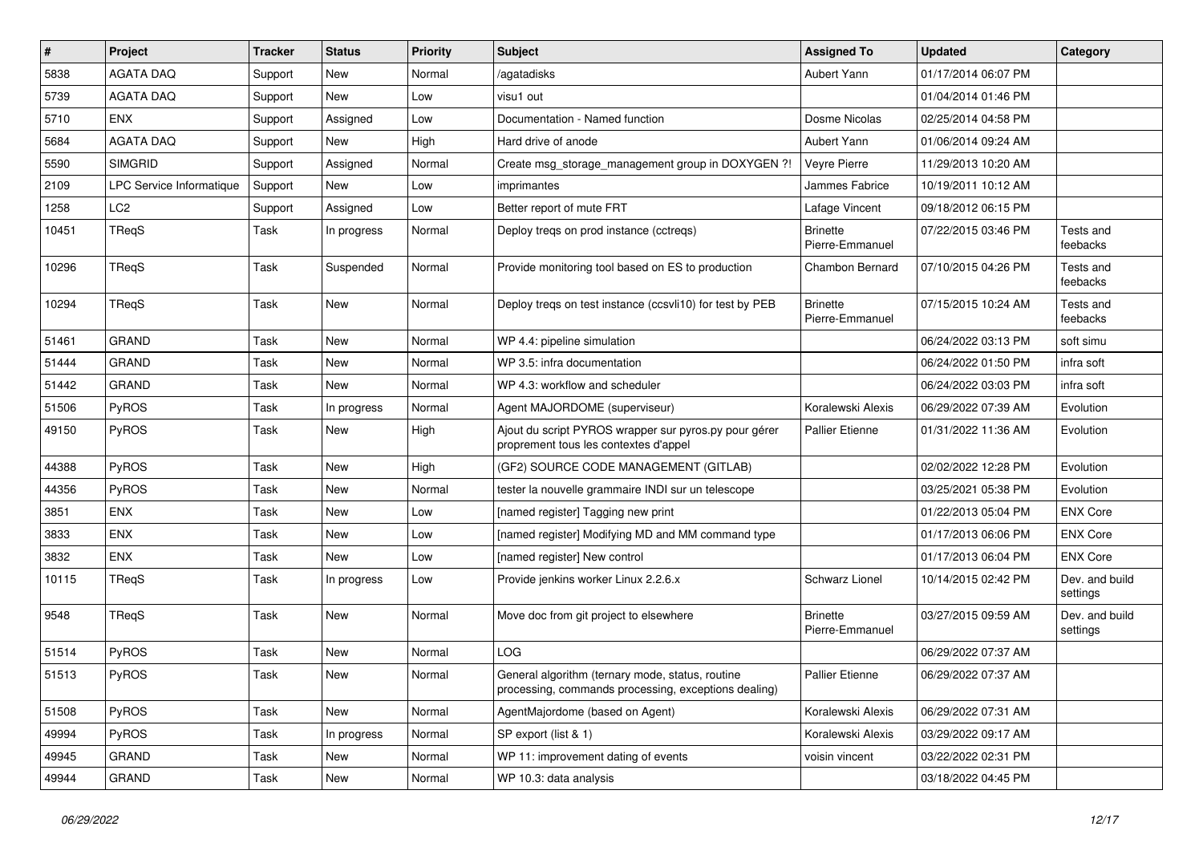| # | Project | Tracker | Status | Priority | Subject | Assigned To | Updated | Category |
|---|---|---|---|---|---|---|---|---|
| 5838 | AGATA DAQ | Support | New | Normal | /agatadisks | Aubert Yann | 01/17/2014 06:07 PM | |
| 5739 | AGATA DAQ | Support | New | Low | visu1 out | | 01/04/2014 01:46 PM | |
| 5710 | ENX | Support | Assigned | Low | Documentation - Named function | Dosme Nicolas | 02/25/2014 04:58 PM | |
| 5684 | AGATA DAQ | Support | New | High | Hard drive of anode | Aubert Yann | 01/06/2014 09:24 AM | |
| 5590 | SIMGRID | Support | Assigned | Normal | Create msg_storage_management group in DOXYGEN ?! | Veyre Pierre | 11/29/2013 10:20 AM | |
| 2109 | LPC Service Informatique | Support | New | Low | imprimantes | Jammes Fabrice | 10/19/2011 10:12 AM | |
| 1258 | LC2 | Support | Assigned | Low | Better report of mute FRT | Lafage Vincent | 09/18/2012 06:15 PM | |
| 10451 | TReqS | Task | In progress | Normal | Deploy treqs on prod instance (cctreqs) | Brinette Pierre-Emmanuel | 07/22/2015 03:46 PM | Tests and feebacks |
| 10296 | TReqS | Task | Suspended | Normal | Provide monitoring tool based on ES to production | Chambon Bernard | 07/10/2015 04:26 PM | Tests and feebacks |
| 10294 | TReqS | Task | New | Normal | Deploy treqs on test instance (ccsvli10) for test by PEB | Brinette Pierre-Emmanuel | 07/15/2015 10:24 AM | Tests and feebacks |
| 51461 | GRAND | Task | New | Normal | WP 4.4: pipeline simulation | | 06/24/2022 03:13 PM | soft simu |
| 51444 | GRAND | Task | New | Normal | WP 3.5: infra documentation | | 06/24/2022 01:50 PM | infra soft |
| 51442 | GRAND | Task | New | Normal | WP 4.3: workflow and scheduler | | 06/24/2022 03:03 PM | infra soft |
| 51506 | PyROS | Task | In progress | Normal | Agent MAJORDOME (superviseur) | Koralewski Alexis | 06/29/2022 07:39 AM | Evolution |
| 49150 | PyROS | Task | New | High | Ajout du script PYROS wrapper sur pyros.py pour gérer proprement tous les contextes d'appel | Pallier Etienne | 01/31/2022 11:36 AM | Evolution |
| 44388 | PyROS | Task | New | High | (GF2) SOURCE CODE MANAGEMENT (GITLAB) | | 02/02/2022 12:28 PM | Evolution |
| 44356 | PyROS | Task | New | Normal | tester la nouvelle grammaire INDI sur un telescope | | 03/25/2021 05:38 PM | Evolution |
| 3851 | ENX | Task | New | Low | [named register] Tagging new print | | 01/22/2013 05:04 PM | ENX Core |
| 3833 | ENX | Task | New | Low | [named register] Modifying MD and MM command type | | 01/17/2013 06:06 PM | ENX Core |
| 3832 | ENX | Task | New | Low | [named register] New control | | 01/17/2013 06:04 PM | ENX Core |
| 10115 | TReqS | Task | In progress | Low | Provide jenkins worker Linux 2.2.6.x | Schwarz Lionel | 10/14/2015 02:42 PM | Dev. and build settings |
| 9548 | TReqS | Task | New | Normal | Move doc from git project to elsewhere | Brinette Pierre-Emmanuel | 03/27/2015 09:59 AM | Dev. and build settings |
| 51514 | PyROS | Task | New | Normal | LOG | | 06/29/2022 07:37 AM | |
| 51513 | PyROS | Task | New | Normal | General algorithm (ternary mode, status, routine processing, commands processing, exceptions dealing) | Pallier Etienne | 06/29/2022 07:37 AM | |
| 51508 | PyROS | Task | New | Normal | AgentMajordome (based on Agent) | Koralewski Alexis | 06/29/2022 07:31 AM | |
| 49994 | PyROS | Task | In progress | Normal | SP export (list & 1) | Koralewski Alexis | 03/29/2022 09:17 AM | |
| 49945 | GRAND | Task | New | Normal | WP 11: improvement dating of events | voisin vincent | 03/22/2022 02:31 PM | |
| 49944 | GRAND | Task | New | Normal | WP 10.3: data analysis | | 03/18/2022 04:45 PM | |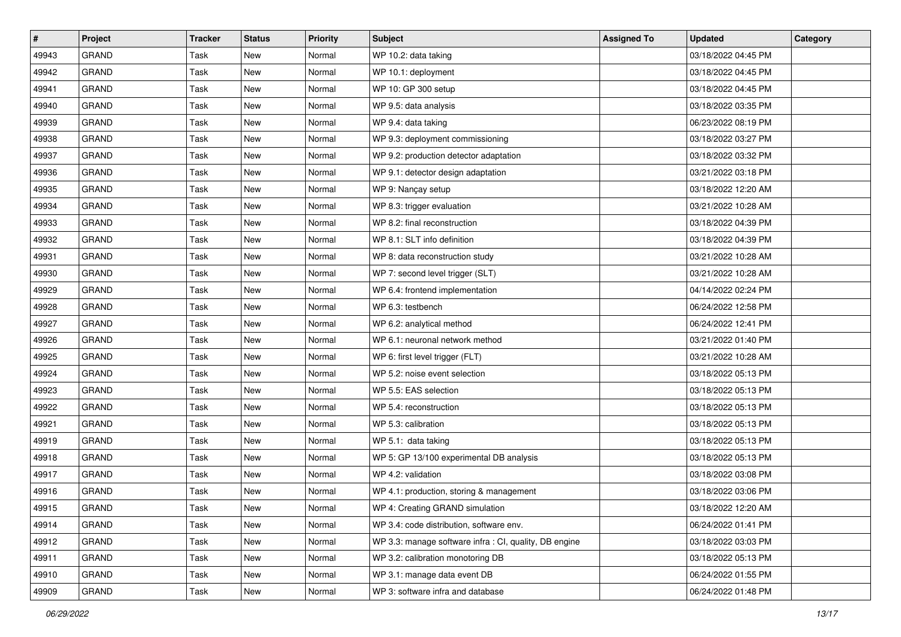| # | Project | Tracker | Status | Priority | Subject | Assigned To | Updated | Category |
|---|---|---|---|---|---|---|---|---|
| 49943 | GRAND | Task | New | Normal | WP 10.2: data taking | | 03/18/2022 04:45 PM | |
| 49942 | GRAND | Task | New | Normal | WP 10.1: deployment | | 03/18/2022 04:45 PM | |
| 49941 | GRAND | Task | New | Normal | WP 10: GP 300 setup | | 03/18/2022 04:45 PM | |
| 49940 | GRAND | Task | New | Normal | WP 9.5: data analysis | | 03/18/2022 03:35 PM | |
| 49939 | GRAND | Task | New | Normal | WP 9.4: data taking | | 06/23/2022 08:19 PM | |
| 49938 | GRAND | Task | New | Normal | WP 9.3: deployment commissioning | | 03/18/2022 03:27 PM | |
| 49937 | GRAND | Task | New | Normal | WP 9.2: production detector adaptation | | 03/18/2022 03:32 PM | |
| 49936 | GRAND | Task | New | Normal | WP 9.1: detector design adaptation | | 03/21/2022 03:18 PM | |
| 49935 | GRAND | Task | New | Normal | WP 9: Nançay setup | | 03/18/2022 12:20 AM | |
| 49934 | GRAND | Task | New | Normal | WP 8.3: trigger evaluation | | 03/21/2022 10:28 AM | |
| 49933 | GRAND | Task | New | Normal | WP 8.2: final reconstruction | | 03/18/2022 04:39 PM | |
| 49932 | GRAND | Task | New | Normal | WP 8.1: SLT info definition | | 03/18/2022 04:39 PM | |
| 49931 | GRAND | Task | New | Normal | WP 8: data reconstruction study | | 03/21/2022 10:28 AM | |
| 49930 | GRAND | Task | New | Normal | WP 7: second level trigger (SLT) | | 03/21/2022 10:28 AM | |
| 49929 | GRAND | Task | New | Normal | WP 6.4: frontend implementation | | 04/14/2022 02:24 PM | |
| 49928 | GRAND | Task | New | Normal | WP 6.3: testbench | | 06/24/2022 12:58 PM | |
| 49927 | GRAND | Task | New | Normal | WP 6.2: analytical method | | 06/24/2022 12:41 PM | |
| 49926 | GRAND | Task | New | Normal | WP 6.1: neuronal network method | | 03/21/2022 01:40 PM | |
| 49925 | GRAND | Task | New | Normal | WP 6: first level trigger (FLT) | | 03/21/2022 10:28 AM | |
| 49924 | GRAND | Task | New | Normal | WP 5.2: noise event selection | | 03/18/2022 05:13 PM | |
| 49923 | GRAND | Task | New | Normal | WP 5.5: EAS selection | | 03/18/2022 05:13 PM | |
| 49922 | GRAND | Task | New | Normal | WP 5.4: reconstruction | | 03/18/2022 05:13 PM | |
| 49921 | GRAND | Task | New | Normal | WP 5.3: calibration | | 03/18/2022 05:13 PM | |
| 49919 | GRAND | Task | New | Normal | WP 5.1:  data taking | | 03/18/2022 05:13 PM | |
| 49918 | GRAND | Task | New | Normal | WP 5: GP 13/100 experimental DB analysis | | 03/18/2022 05:13 PM | |
| 49917 | GRAND | Task | New | Normal | WP 4.2: validation | | 03/18/2022 03:08 PM | |
| 49916 | GRAND | Task | New | Normal | WP 4.1: production, storing & management | | 03/18/2022 03:06 PM | |
| 49915 | GRAND | Task | New | Normal | WP 4: Creating GRAND simulation | | 03/18/2022 12:20 AM | |
| 49914 | GRAND | Task | New | Normal | WP 3.4: code distribution, software env. | | 06/24/2022 01:41 PM | |
| 49912 | GRAND | Task | New | Normal | WP 3.3: manage software infra : CI, quality, DB engine | | 03/18/2022 03:03 PM | |
| 49911 | GRAND | Task | New | Normal | WP 3.2: calibration monotoring DB | | 03/18/2022 05:13 PM | |
| 49910 | GRAND | Task | New | Normal | WP 3.1: manage data event DB | | 06/24/2022 01:55 PM | |
| 49909 | GRAND | Task | New | Normal | WP 3: software infra and database | | 06/24/2022 01:48 PM | |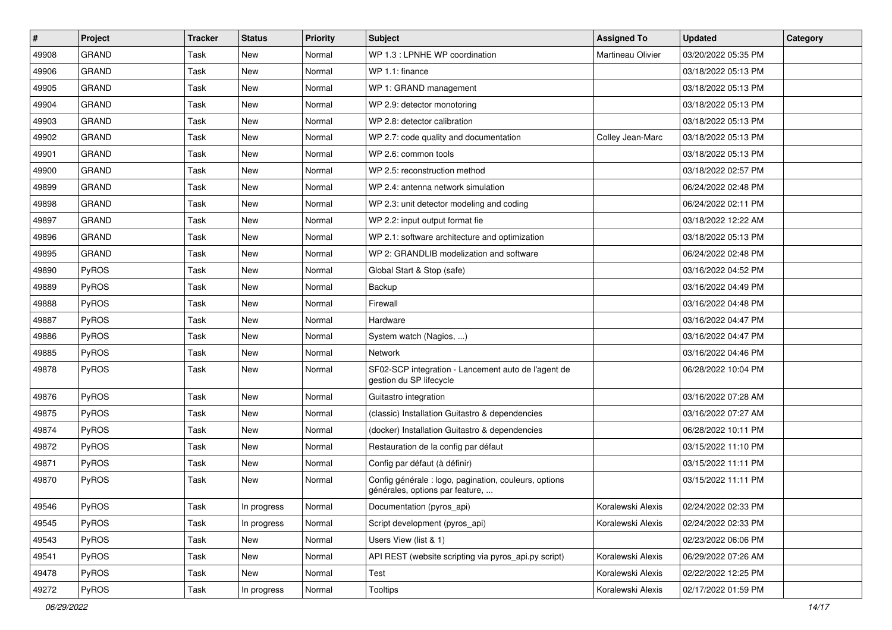| # | Project | Tracker | Status | Priority | Subject | Assigned To | Updated | Category |
|---|---|---|---|---|---|---|---|---|
| 49908 | GRAND | Task | New | Normal | WP 1.3 : LPNHE WP coordination | Martineau Olivier | 03/20/2022 05:35 PM | |
| 49906 | GRAND | Task | New | Normal | WP 1.1: finance | | 03/18/2022 05:13 PM | |
| 49905 | GRAND | Task | New | Normal | WP 1: GRAND management | | 03/18/2022 05:13 PM | |
| 49904 | GRAND | Task | New | Normal | WP 2.9: detector monotoring | | 03/18/2022 05:13 PM | |
| 49903 | GRAND | Task | New | Normal | WP 2.8: detector calibration | | 03/18/2022 05:13 PM | |
| 49902 | GRAND | Task | New | Normal | WP 2.7: code quality and documentation | Colley Jean-Marc | 03/18/2022 05:13 PM | |
| 49901 | GRAND | Task | New | Normal | WP 2.6: common tools | | 03/18/2022 05:13 PM | |
| 49900 | GRAND | Task | New | Normal | WP 2.5: reconstruction method | | 03/18/2022 02:57 PM | |
| 49899 | GRAND | Task | New | Normal | WP 2.4: antenna network simulation | | 06/24/2022 02:48 PM | |
| 49898 | GRAND | Task | New | Normal | WP 2.3: unit detector modeling and coding | | 06/24/2022 02:11 PM | |
| 49897 | GRAND | Task | New | Normal | WP 2.2: input output format fie | | 03/18/2022 12:22 AM | |
| 49896 | GRAND | Task | New | Normal | WP 2.1: software architecture and optimization | | 03/18/2022 05:13 PM | |
| 49895 | GRAND | Task | New | Normal | WP 2: GRANDLIB modelization and software | | 06/24/2022 02:48 PM | |
| 49890 | PyROS | Task | New | Normal | Global Start & Stop (safe) | | 03/16/2022 04:52 PM | |
| 49889 | PyROS | Task | New | Normal | Backup | | 03/16/2022 04:49 PM | |
| 49888 | PyROS | Task | New | Normal | Firewall | | 03/16/2022 04:48 PM | |
| 49887 | PyROS | Task | New | Normal | Hardware | | 03/16/2022 04:47 PM | |
| 49886 | PyROS | Task | New | Normal | System watch (Nagios, ...) | | 03/16/2022 04:47 PM | |
| 49885 | PyROS | Task | New | Normal | Network | | 03/16/2022 04:46 PM | |
| 49878 | PyROS | Task | New | Normal | SF02-SCP integration - Lancement auto de l'agent de gestion du SP lifecycle | | 06/28/2022 10:04 PM | |
| 49876 | PyROS | Task | New | Normal | Guitastro integration | | 03/16/2022 07:28 AM | |
| 49875 | PyROS | Task | New | Normal | (classic) Installation Guitastro & dependencies | | 03/16/2022 07:27 AM | |
| 49874 | PyROS | Task | New | Normal | (docker) Installation Guitastro & dependencies | | 06/28/2022 10:11 PM | |
| 49872 | PyROS | Task | New | Normal | Restauration de la config par défaut | | 03/15/2022 11:10 PM | |
| 49871 | PyROS | Task | New | Normal | Config par défaut (à définir) | | 03/15/2022 11:11 PM | |
| 49870 | PyROS | Task | New | Normal | Config générale : logo, pagination, couleurs, options générales, options par feature, ... | | 03/15/2022 11:11 PM | |
| 49546 | PyROS | Task | In progress | Normal | Documentation (pyros_api) | Koralewski Alexis | 02/24/2022 02:33 PM | |
| 49545 | PyROS | Task | In progress | Normal | Script development (pyros_api) | Koralewski Alexis | 02/24/2022 02:33 PM | |
| 49543 | PyROS | Task | New | Normal | Users View (list & 1) | | 02/23/2022 06:06 PM | |
| 49541 | PyROS | Task | New | Normal | API REST (website scripting via pyros_api.py script) | Koralewski Alexis | 06/29/2022 07:26 AM | |
| 49478 | PyROS | Task | New | Normal | Test | Koralewski Alexis | 02/22/2022 12:25 PM | |
| 49272 | PyROS | Task | In progress | Normal | Tooltips | Koralewski Alexis | 02/17/2022 01:59 PM | |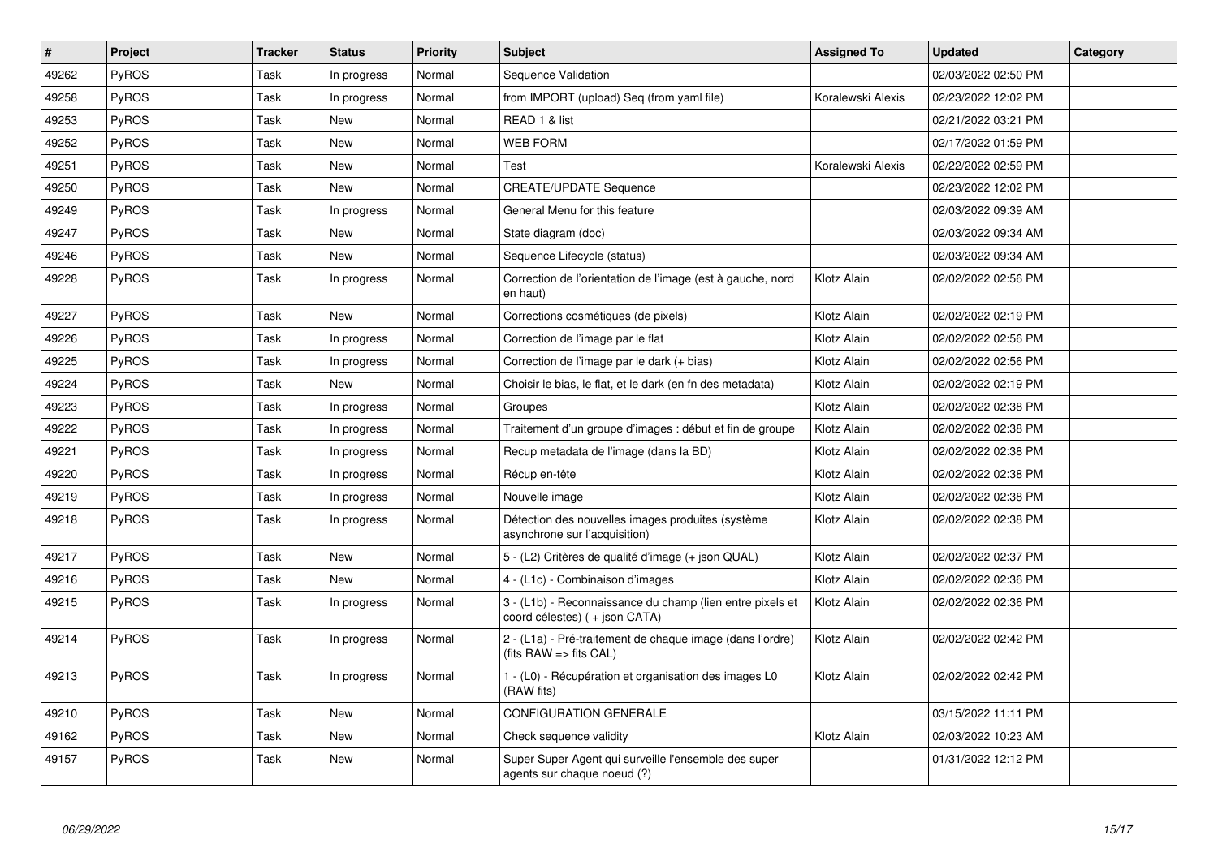| # | Project | Tracker | Status | Priority | Subject | Assigned To | Updated | Category |
|---|---|---|---|---|---|---|---|---|
| 49262 | PyROS | Task | In progress | Normal | Sequence Validation | | 02/03/2022 02:50 PM | |
| 49258 | PyROS | Task | In progress | Normal | from IMPORT (upload) Seq (from yaml file) | Koralewski Alexis | 02/23/2022 12:02 PM | |
| 49253 | PyROS | Task | New | Normal | READ 1 & list | | 02/21/2022 03:21 PM | |
| 49252 | PyROS | Task | New | Normal | WEB FORM | | 02/17/2022 01:59 PM | |
| 49251 | PyROS | Task | New | Normal | Test | Koralewski Alexis | 02/22/2022 02:59 PM | |
| 49250 | PyROS | Task | New | Normal | CREATE/UPDATE Sequence | | 02/23/2022 12:02 PM | |
| 49249 | PyROS | Task | In progress | Normal | General Menu for this feature | | 02/03/2022 09:39 AM | |
| 49247 | PyROS | Task | New | Normal | State diagram (doc) | | 02/03/2022 09:34 AM | |
| 49246 | PyROS | Task | New | Normal | Sequence Lifecycle (status) | | 02/03/2022 09:34 AM | |
| 49228 | PyROS | Task | In progress | Normal | Correction de l'orientation de l'image (est à gauche, nord en haut) | Klotz Alain | 02/02/2022 02:56 PM | |
| 49227 | PyROS | Task | New | Normal | Corrections cosmétiques (de pixels) | Klotz Alain | 02/02/2022 02:19 PM | |
| 49226 | PyROS | Task | In progress | Normal | Correction de l'image par le flat | Klotz Alain | 02/02/2022 02:56 PM | |
| 49225 | PyROS | Task | In progress | Normal | Correction de l'image par le dark (+ bias) | Klotz Alain | 02/02/2022 02:56 PM | |
| 49224 | PyROS | Task | New | Normal | Choisir le bias, le flat, et le dark (en fn des metadata) | Klotz Alain | 02/02/2022 02:19 PM | |
| 49223 | PyROS | Task | In progress | Normal | Groupes | Klotz Alain | 02/02/2022 02:38 PM | |
| 49222 | PyROS | Task | In progress | Normal | Traitement d'un groupe d'images : début et fin de groupe | Klotz Alain | 02/02/2022 02:38 PM | |
| 49221 | PyROS | Task | In progress | Normal | Recup metadata de l'image (dans la BD) | Klotz Alain | 02/02/2022 02:38 PM | |
| 49220 | PyROS | Task | In progress | Normal | Récup en-tête | Klotz Alain | 02/02/2022 02:38 PM | |
| 49219 | PyROS | Task | In progress | Normal | Nouvelle image | Klotz Alain | 02/02/2022 02:38 PM | |
| 49218 | PyROS | Task | In progress | Normal | Détection des nouvelles images produites (système asynchrone sur l'acquisition) | Klotz Alain | 02/02/2022 02:38 PM | |
| 49217 | PyROS | Task | New | Normal | 5 - (L2) Critères de qualité d'image (+ json QUAL) | Klotz Alain | 02/02/2022 02:37 PM | |
| 49216 | PyROS | Task | New | Normal | 4 - (L1c) - Combinaison d'images | Klotz Alain | 02/02/2022 02:36 PM | |
| 49215 | PyROS | Task | In progress | Normal | 3 - (L1b) - Reconnaissance du champ (lien entre pixels et coord célestes) ( + json CATA) | Klotz Alain | 02/02/2022 02:36 PM | |
| 49214 | PyROS | Task | In progress | Normal | 2 - (L1a) - Pré-traitement de chaque image (dans l'ordre) (fits RAW => fits CAL) | Klotz Alain | 02/02/2022 02:42 PM | |
| 49213 | PyROS | Task | In progress | Normal | 1 - (L0) - Récupération et organisation des images L0 (RAW fits) | Klotz Alain | 02/02/2022 02:42 PM | |
| 49210 | PyROS | Task | New | Normal | CONFIGURATION GENERALE | | 03/15/2022 11:11 PM | |
| 49162 | PyROS | Task | New | Normal | Check sequence validity | Klotz Alain | 02/03/2022 10:23 AM | |
| 49157 | PyROS | Task | New | Normal | Super Super Agent qui surveille l'ensemble des super agents sur chaque noeud (?) | | 01/31/2022 12:12 PM | |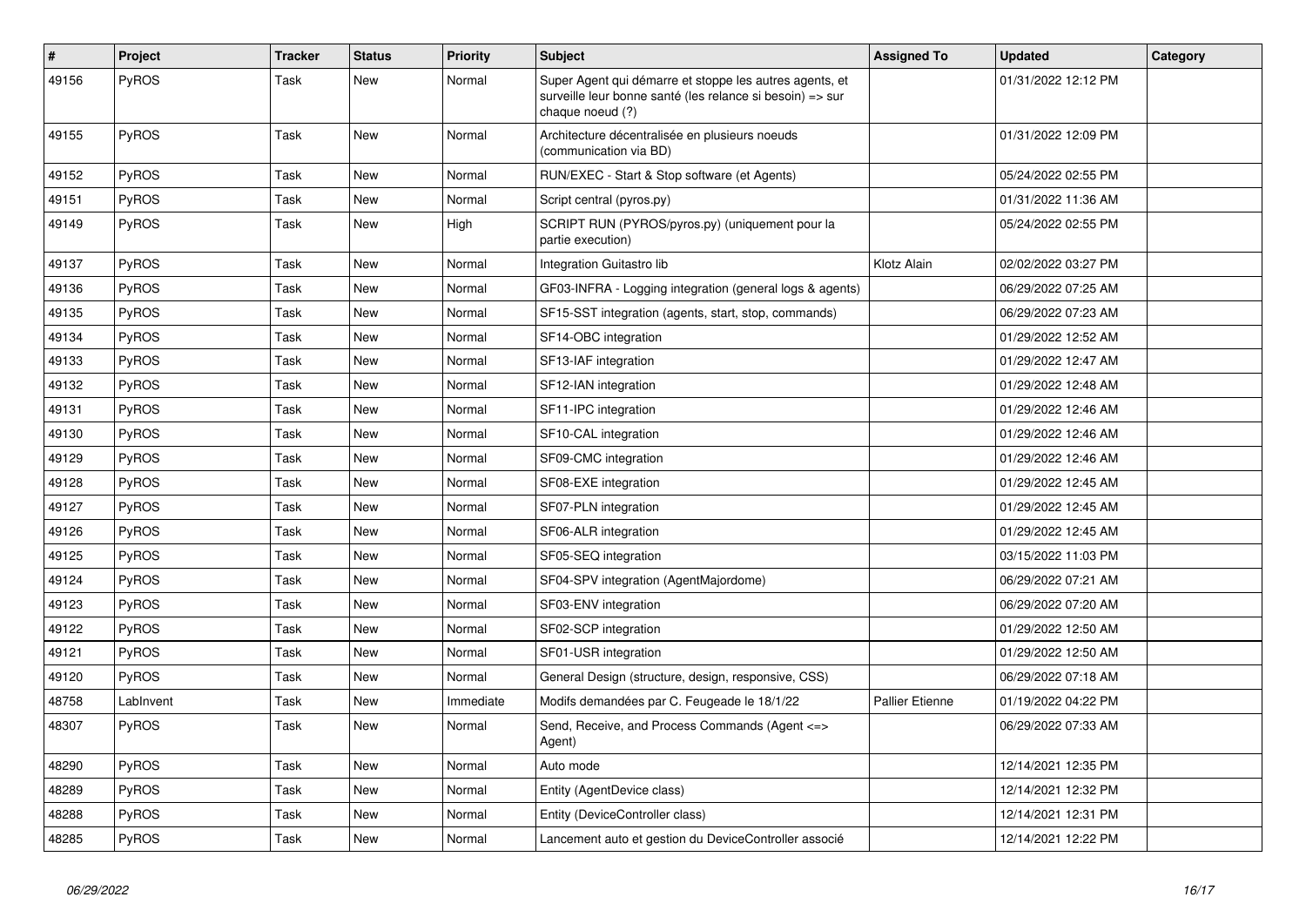| # | Project | Tracker | Status | Priority | Subject | Assigned To | Updated | Category |
|---|---|---|---|---|---|---|---|---|
| 49156 | PyROS | Task | New | Normal | Super Agent qui démarre et stoppe les autres agents, et surveille leur bonne santé (les relance si besoin) => sur chaque noeud (?) | | 01/31/2022 12:12 PM | |
| 49155 | PyROS | Task | New | Normal | Architecture décentralisée en plusieurs noeuds (communication via BD) | | 01/31/2022 12:09 PM | |
| 49152 | PyROS | Task | New | Normal | RUN/EXEC - Start & Stop software (et Agents) | | 05/24/2022 02:55 PM | |
| 49151 | PyROS | Task | New | Normal | Script central (pyros.py) | | 01/31/2022 11:36 AM | |
| 49149 | PyROS | Task | New | High | SCRIPT RUN (PYROS/pyros.py) (uniquement pour la partie execution) | | 05/24/2022 02:55 PM | |
| 49137 | PyROS | Task | New | Normal | Integration Guitastro lib | Klotz Alain | 02/02/2022 03:27 PM | |
| 49136 | PyROS | Task | New | Normal | GF03-INFRA - Logging integration (general logs & agents) | | 06/29/2022 07:25 AM | |
| 49135 | PyROS | Task | New | Normal | SF15-SST integration (agents, start, stop, commands) | | 06/29/2022 07:23 AM | |
| 49134 | PyROS | Task | New | Normal | SF14-OBC integration | | 01/29/2022 12:52 AM | |
| 49133 | PyROS | Task | New | Normal | SF13-IAF integration | | 01/29/2022 12:47 AM | |
| 49132 | PyROS | Task | New | Normal | SF12-IAN integration | | 01/29/2022 12:48 AM | |
| 49131 | PyROS | Task | New | Normal | SF11-IPC integration | | 01/29/2022 12:46 AM | |
| 49130 | PyROS | Task | New | Normal | SF10-CAL integration | | 01/29/2022 12:46 AM | |
| 49129 | PyROS | Task | New | Normal | SF09-CMC integration | | 01/29/2022 12:46 AM | |
| 49128 | PyROS | Task | New | Normal | SF08-EXE integration | | 01/29/2022 12:45 AM | |
| 49127 | PyROS | Task | New | Normal | SF07-PLN integration | | 01/29/2022 12:45 AM | |
| 49126 | PyROS | Task | New | Normal | SF06-ALR integration | | 01/29/2022 12:45 AM | |
| 49125 | PyROS | Task | New | Normal | SF05-SEQ integration | | 03/15/2022 11:03 PM | |
| 49124 | PyROS | Task | New | Normal | SF04-SPV integration (AgentMajordome) | | 06/29/2022 07:21 AM | |
| 49123 | PyROS | Task | New | Normal | SF03-ENV integration | | 06/29/2022 07:20 AM | |
| 49122 | PyROS | Task | New | Normal | SF02-SCP integration | | 01/29/2022 12:50 AM | |
| 49121 | PyROS | Task | New | Normal | SF01-USR integration | | 01/29/2022 12:50 AM | |
| 49120 | PyROS | Task | New | Normal | General Design (structure, design, responsive, CSS) | | 06/29/2022 07:18 AM | |
| 48758 | LabInvent | Task | New | Immediate | Modifs demandées par C. Feugeade le 18/1/22 | Pallier Etienne | 01/19/2022 04:22 PM | |
| 48307 | PyROS | Task | New | Normal | Send, Receive, and Process Commands (Agent <=> Agent) | | 06/29/2022 07:33 AM | |
| 48290 | PyROS | Task | New | Normal | Auto mode | | 12/14/2021 12:35 PM | |
| 48289 | PyROS | Task | New | Normal | Entity (AgentDevice class) | | 12/14/2021 12:32 PM | |
| 48288 | PyROS | Task | New | Normal | Entity (DeviceController class) | | 12/14/2021 12:31 PM | |
| 48285 | PyROS | Task | New | Normal | Lancement auto et gestion du DeviceController associé | | 12/14/2021 12:22 PM | |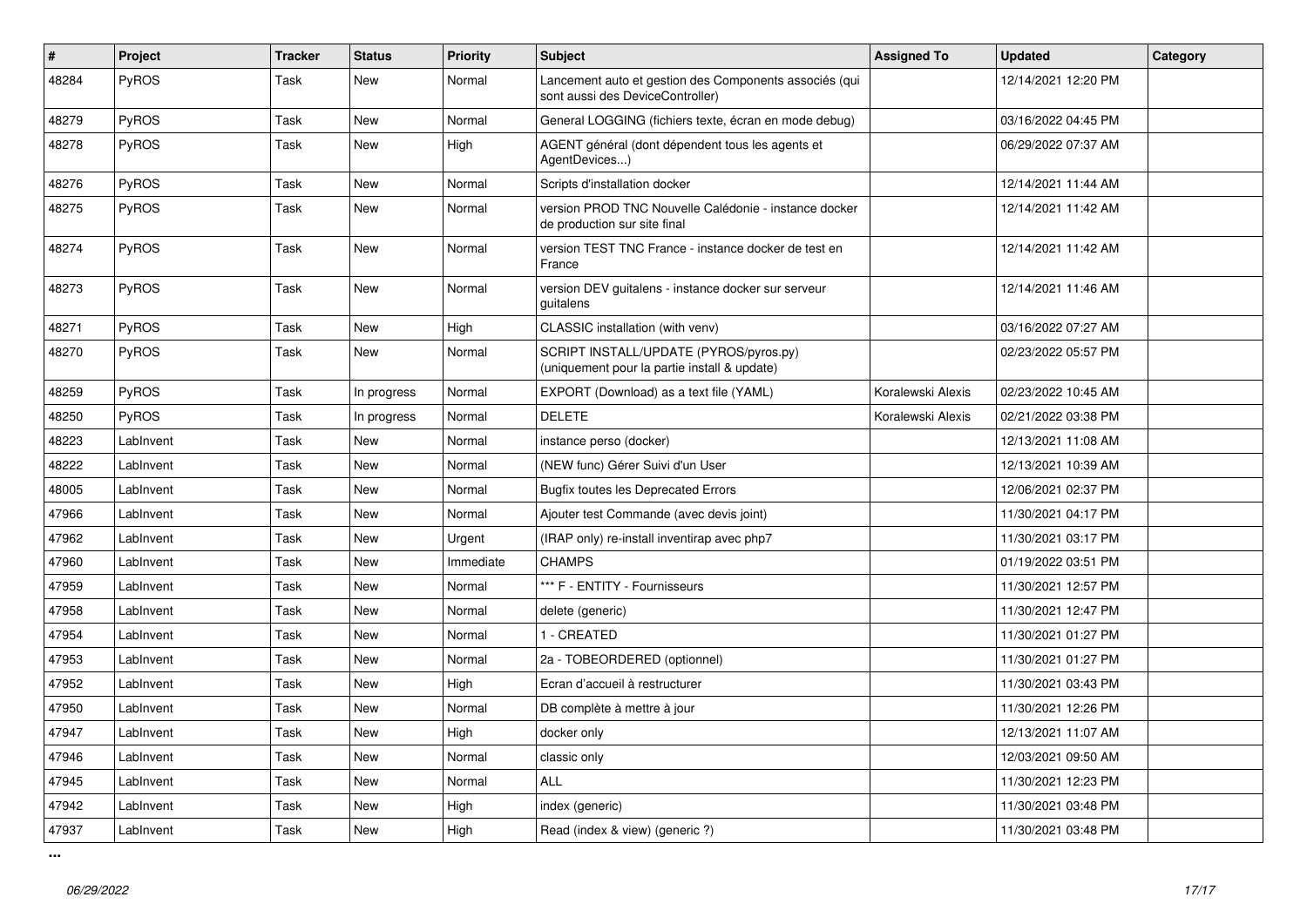| # | Project | Tracker | Status | Priority | Subject | Assigned To | Updated | Category |
|---|---|---|---|---|---|---|---|---|
| 48284 | PyROS | Task | New | Normal | Lancement auto et gestion des Components associés (qui sont aussi des DeviceController) | | 12/14/2021 12:20 PM | |
| 48279 | PyROS | Task | New | Normal | General LOGGING (fichiers texte, écran en mode debug) | | 03/16/2022 04:45 PM | |
| 48278 | PyROS | Task | New | High | AGENT général (dont dépendent tous les agents et AgentDevices...) | | 06/29/2022 07:37 AM | |
| 48276 | PyROS | Task | New | Normal | Scripts d'installation docker | | 12/14/2021 11:44 AM | |
| 48275 | PyROS | Task | New | Normal | version PROD TNC Nouvelle Calédonie - instance docker de production sur site final | | 12/14/2021 11:42 AM | |
| 48274 | PyROS | Task | New | Normal | version TEST TNC France - instance docker de test en France | | 12/14/2021 11:42 AM | |
| 48273 | PyROS | Task | New | Normal | version DEV guitalens - instance docker sur serveur guitalens | | 12/14/2021 11:46 AM | |
| 48271 | PyROS | Task | New | High | CLASSIC installation (with venv) | | 03/16/2022 07:27 AM | |
| 48270 | PyROS | Task | New | Normal | SCRIPT INSTALL/UPDATE (PYROS/pyros.py) (uniquement pour la partie install & update) | | 02/23/2022 05:57 PM | |
| 48259 | PyROS | Task | In progress | Normal | EXPORT (Download) as a text file (YAML) | Koralewski Alexis | 02/23/2022 10:45 AM | |
| 48250 | PyROS | Task | In progress | Normal | DELETE | Koralewski Alexis | 02/21/2022 03:38 PM | |
| 48223 | LabInvent | Task | New | Normal | instance perso (docker) | | 12/13/2021 11:08 AM | |
| 48222 | LabInvent | Task | New | Normal | (NEW func) Gérer Suivi d'un User | | 12/13/2021 10:39 AM | |
| 48005 | LabInvent | Task | New | Normal | Bugfix toutes les Deprecated Errors | | 12/06/2021 02:37 PM | |
| 47966 | LabInvent | Task | New | Normal | Ajouter test Commande (avec devis joint) | | 11/30/2021 04:17 PM | |
| 47962 | LabInvent | Task | New | Urgent | (IRAP only) re-install inventirap avec php7 | | 11/30/2021 03:17 PM | |
| 47960 | LabInvent | Task | New | Immediate | CHAMPS | | 01/19/2022 03:51 PM | |
| 47959 | LabInvent | Task | New | Normal | *** F - ENTITY - Fournisseurs | | 11/30/2021 12:57 PM | |
| 47958 | LabInvent | Task | New | Normal | delete (generic) | | 11/30/2021 12:47 PM | |
| 47954 | LabInvent | Task | New | Normal | 1 - CREATED | | 11/30/2021 01:27 PM | |
| 47953 | LabInvent | Task | New | Normal | 2a - TOBEORDERED (optionnel) | | 11/30/2021 01:27 PM | |
| 47952 | LabInvent | Task | New | High | Ecran d'accueil à restructurer | | 11/30/2021 03:43 PM | |
| 47950 | LabInvent | Task | New | Normal | DB complète à mettre à jour | | 11/30/2021 12:26 PM | |
| 47947 | LabInvent | Task | New | High | docker only | | 12/13/2021 11:07 AM | |
| 47946 | LabInvent | Task | New | Normal | classic only | | 12/03/2021 09:50 AM | |
| 47945 | LabInvent | Task | New | Normal | ALL | | 11/30/2021 12:23 PM | |
| 47942 | LabInvent | Task | New | High | index (generic) | | 11/30/2021 03:48 PM | |
| 47937 | LabInvent | Task | New | High | Read (index & view) (generic ?) | | 11/30/2021 03:48 PM | |

...